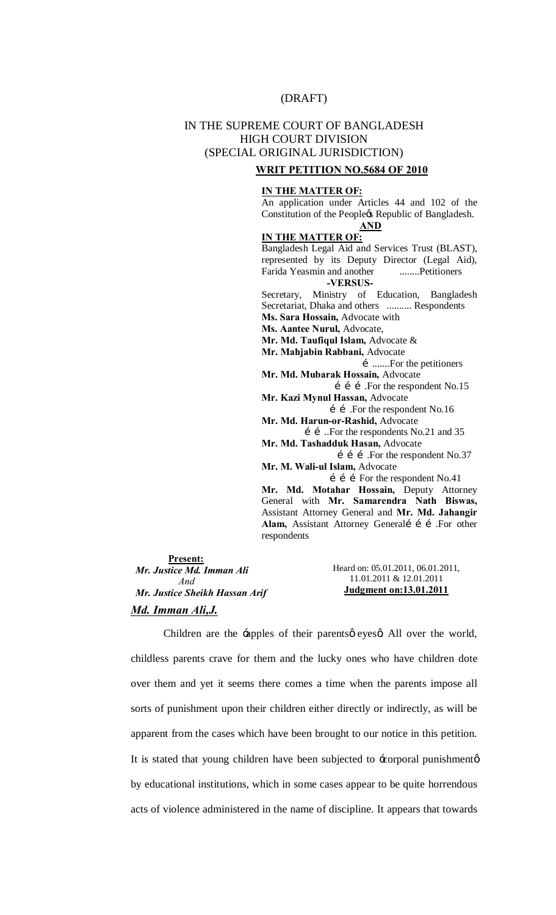(DRAFT)

IN THE SUPREME COURT OF BANGLADESH
HIGH COURT DIVISION
(SPECIAL ORIGINAL JURISDICTION)

**WRIT PETITION NO.5684 OF 2010**

**IN THE MATTER OF:**

An application under Articles 44 and 102 of the Constitution of the People's Republic of Bangladesh.

**AND**

**IN THE MATTER OF:**

Bangladesh Legal Aid and Services Trust (BLAST), represented by its Deputy Director (Legal Aid), Farida Yeasmin and another ........Petitioners

**-VERSUS-**

Secretary, Ministry of Education, Bangladesh Secretariat, Dhaka and others .......... Respondents

**Ms. Sara Hossain,** Advocate with
**Ms. Aantee Nurul,** Advocate,
**Mr. Md. Taufiqul Islam,** Advocate &
**Mr. Mahjabin Rabbani,** Advocate
…......For the petitioners

**Mr. Md. Mubarak Hossain,** Advocate
………For the respondent No.15

**Mr. Kazi Mynul Hassan,** Advocate
……For the respondent No.16

**Mr. Md. Harun-or-Rashid,** Advocate
……..For the respondents No.21 and 35

**Mr. Md. Tashadduk Hasan,** Advocate
………For the respondent No.37

**Mr. M. Wali-ul Islam,** Advocate
……… For the respondent No.41

**Mr. Md. Motahar Hossain,** Deputy Attorney General with **Mr. Samarendra Nath Biswas,** Assistant Attorney General and **Mr. Md. Jahangir Alam,** Assistant Attorney General………For other respondents

**Present:**
*Mr. Justice Md. Imman Ali*
*And*
*Mr. Justice Sheikh Hassan Arif*

Heard on: 05.01.2011, 06.01.2011, 11.01.2011 & 12.01.2011
**Judgment on:13.01.2011**

***Md. Imman Ali,J.***

Children are the 'apples of their parents' eyes'. All over the world, childless parents crave for them and the lucky ones who have children dote over them and yet it seems there comes a time when the parents impose all sorts of punishment upon their children either directly or indirectly, as will be apparent from the cases which have been brought to our notice in this petition. It is stated that young children have been subjected to 'corporal punishment' by educational institutions, which in some cases appear to be quite horrendous acts of violence administered in the name of discipline. It appears that towards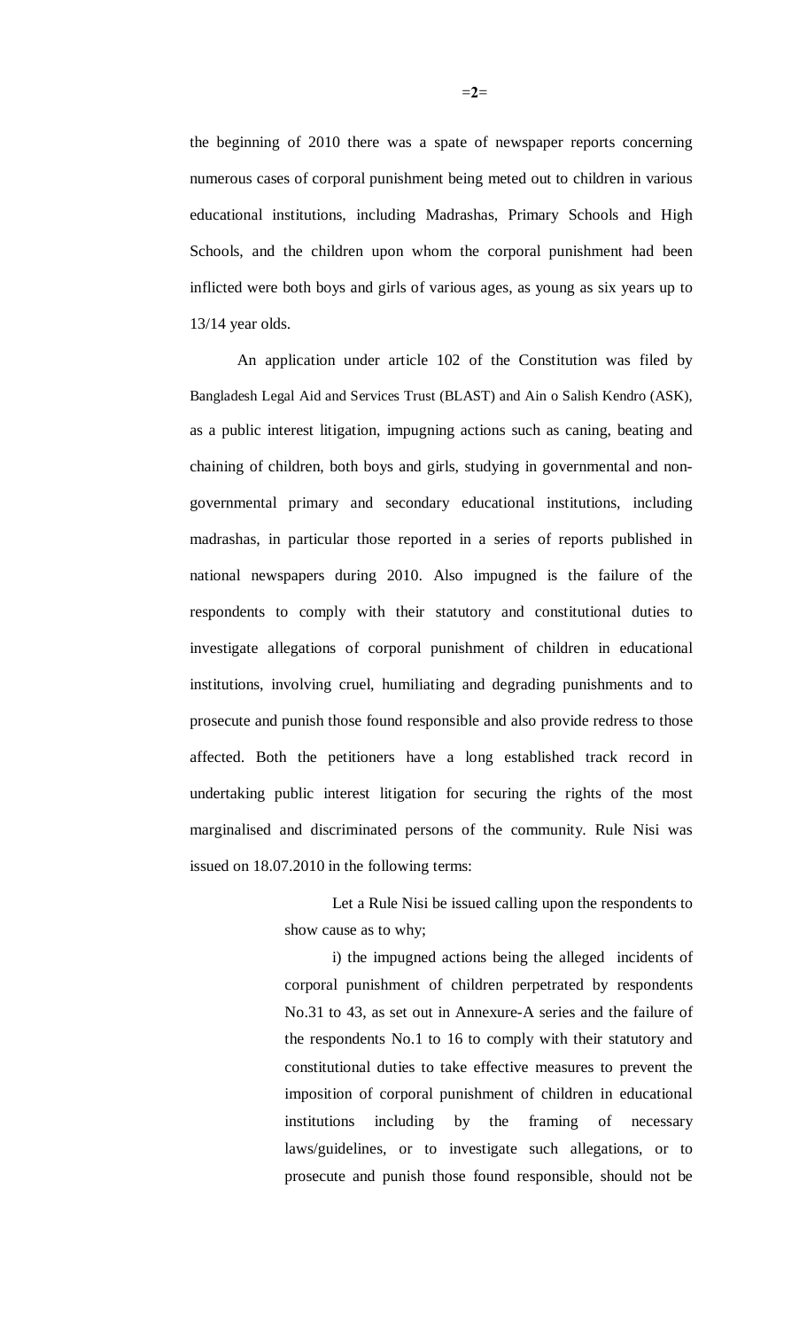the beginning of 2010 there was a spate of newspaper reports concerning numerous cases of corporal punishment being meted out to children in various educational institutions, including Madrashas, Primary Schools and High Schools, and the children upon whom the corporal punishment had been inflicted were both boys and girls of various ages, as young as six years up to 13/14 year olds.

An application under article 102 of the Constitution was filed by Bangladesh Legal Aid and Services Trust (BLAST) and Ain o Salish Kendro (ASK), as a public interest litigation, impugning actions such as caning, beating and chaining of children, both boys and girls, studying in governmental and non-governmental primary and secondary educational institutions, including madrashas, in particular those reported in a series of reports published in national newspapers during 2010. Also impugned is the failure of the respondents to comply with their statutory and constitutional duties to investigate allegations of corporal punishment of children in educational institutions, involving cruel, humiliating and degrading punishments and to prosecute and punish those found responsible and also provide redress to those affected. Both the petitioners have a long established track record in undertaking public interest litigation for securing the rights of the most marginalised and discriminated persons of the community. Rule Nisi was issued on 18.07.2010 in the following terms:

> Let a Rule Nisi be issued calling upon the respondents to show cause as to why;
>
> i) the impugned actions being the alleged incidents of corporal punishment of children perpetrated by respondents No.31 to 43, as set out in Annexure-A series and the failure of the respondents No.1 to 16 to comply with their statutory and constitutional duties to take effective measures to prevent the imposition of corporal punishment of children in educational institutions including by the framing of necessary laws/guidelines, or to investigate such allegations, or to prosecute and punish those found responsible, should not be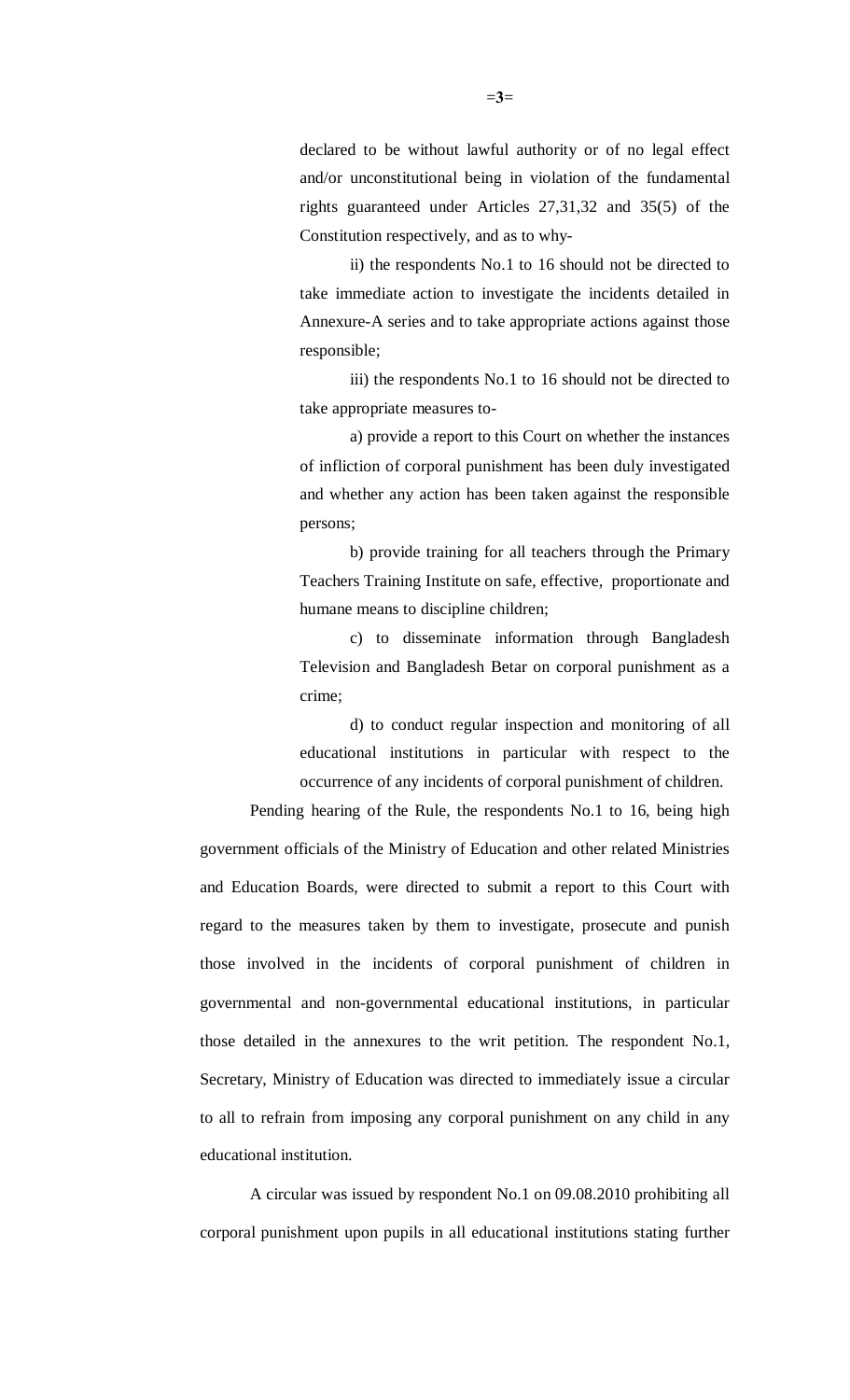declared to be without lawful authority or of no legal effect and/or unconstitutional being in violation of the fundamental rights guaranteed under Articles 27,31,32 and 35(5) of the Constitution respectively, and as to why-

ii) the respondents No.1 to 16 should not be directed to take immediate action to investigate the incidents detailed in Annexure-A series and to take appropriate actions against those responsible;

iii) the respondents No.1 to 16 should not be directed to take appropriate measures to-

a) provide a report to this Court on whether the instances of infliction of corporal punishment has been duly investigated and whether any action has been taken against the responsible persons;

b) provide training for all teachers through the Primary Teachers Training Institute on safe, effective, proportionate and humane means to discipline children;

c) to disseminate information through Bangladesh Television and Bangladesh Betar on corporal punishment as a crime;

d) to conduct regular inspection and monitoring of all educational institutions in particular with respect to the occurrence of any incidents of corporal punishment of children.

Pending hearing of the Rule, the respondents No.1 to 16, being high government officials of the Ministry of Education and other related Ministries and Education Boards, were directed to submit a report to this Court with regard to the measures taken by them to investigate, prosecute and punish those involved in the incidents of corporal punishment of children in governmental and non-governmental educational institutions, in particular those detailed in the annexures to the writ petition. The respondent No.1, Secretary, Ministry of Education was directed to immediately issue a circular to all to refrain from imposing any corporal punishment on any child in any educational institution.

A circular was issued by respondent No.1 on 09.08.2010 prohibiting all corporal punishment upon pupils in all educational institutions stating further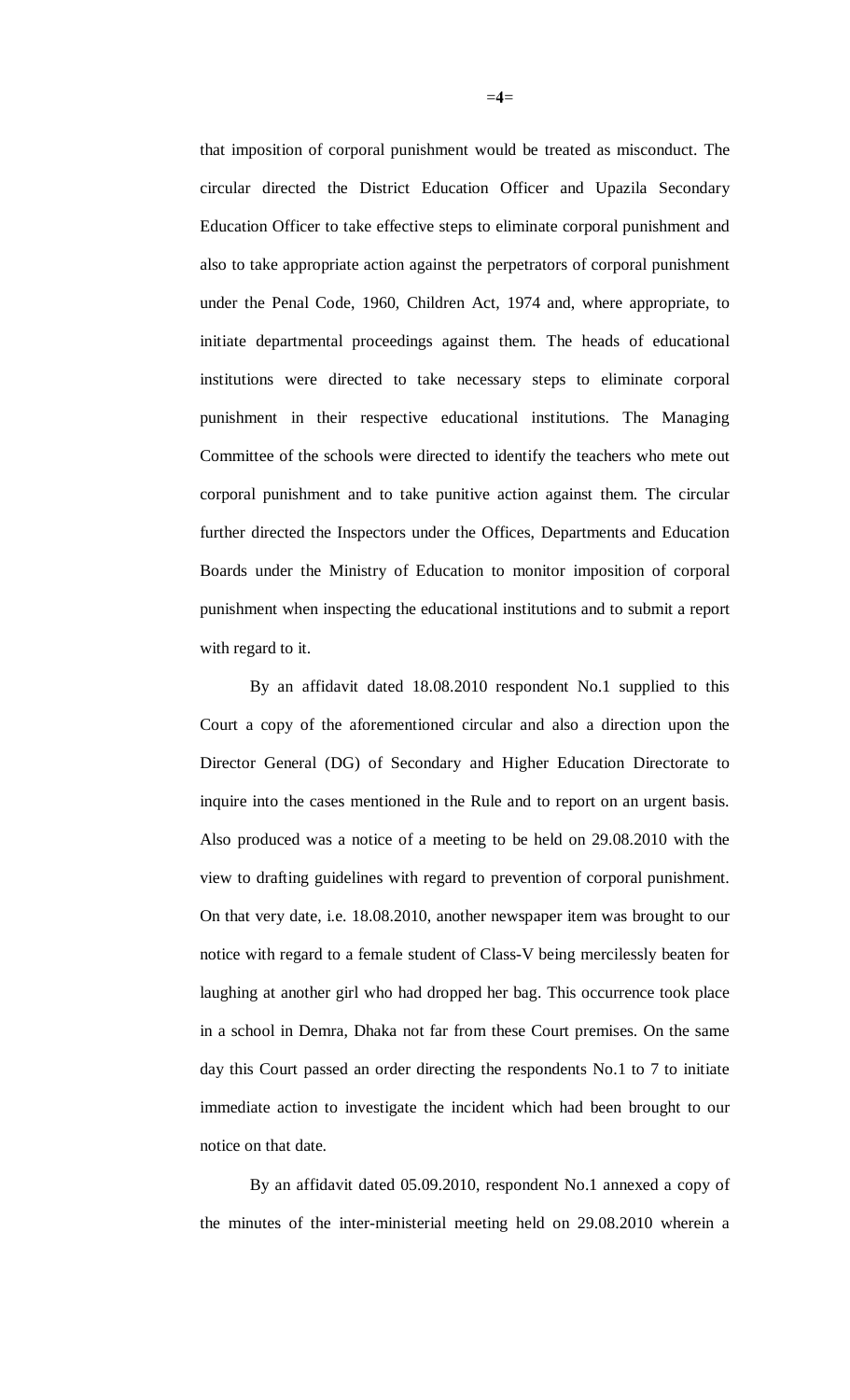that imposition of corporal punishment would be treated as misconduct. The circular directed the District Education Officer and Upazila Secondary Education Officer to take effective steps to eliminate corporal punishment and also to take appropriate action against the perpetrators of corporal punishment under the Penal Code, 1960, Children Act, 1974 and, where appropriate, to initiate departmental proceedings against them. The heads of educational institutions were directed to take necessary steps to eliminate corporal punishment in their respective educational institutions. The Managing Committee of the schools were directed to identify the teachers who mete out corporal punishment and to take punitive action against them. The circular further directed the Inspectors under the Offices, Departments and Education Boards under the Ministry of Education to monitor imposition of corporal punishment when inspecting the educational institutions and to submit a report with regard to it.

By an affidavit dated 18.08.2010 respondent No.1 supplied to this Court a copy of the aforementioned circular and also a direction upon the Director General (DG) of Secondary and Higher Education Directorate to inquire into the cases mentioned in the Rule and to report on an urgent basis. Also produced was a notice of a meeting to be held on 29.08.2010 with the view to drafting guidelines with regard to prevention of corporal punishment. On that very date, i.e. 18.08.2010, another newspaper item was brought to our notice with regard to a female student of Class-V being mercilessly beaten for laughing at another girl who had dropped her bag. This occurrence took place in a school in Demra, Dhaka not far from these Court premises. On the same day this Court passed an order directing the respondents No.1 to 7 to initiate immediate action to investigate the incident which had been brought to our notice on that date.

By an affidavit dated 05.09.2010, respondent No.1 annexed a copy of the minutes of the inter-ministerial meeting held on 29.08.2010 wherein a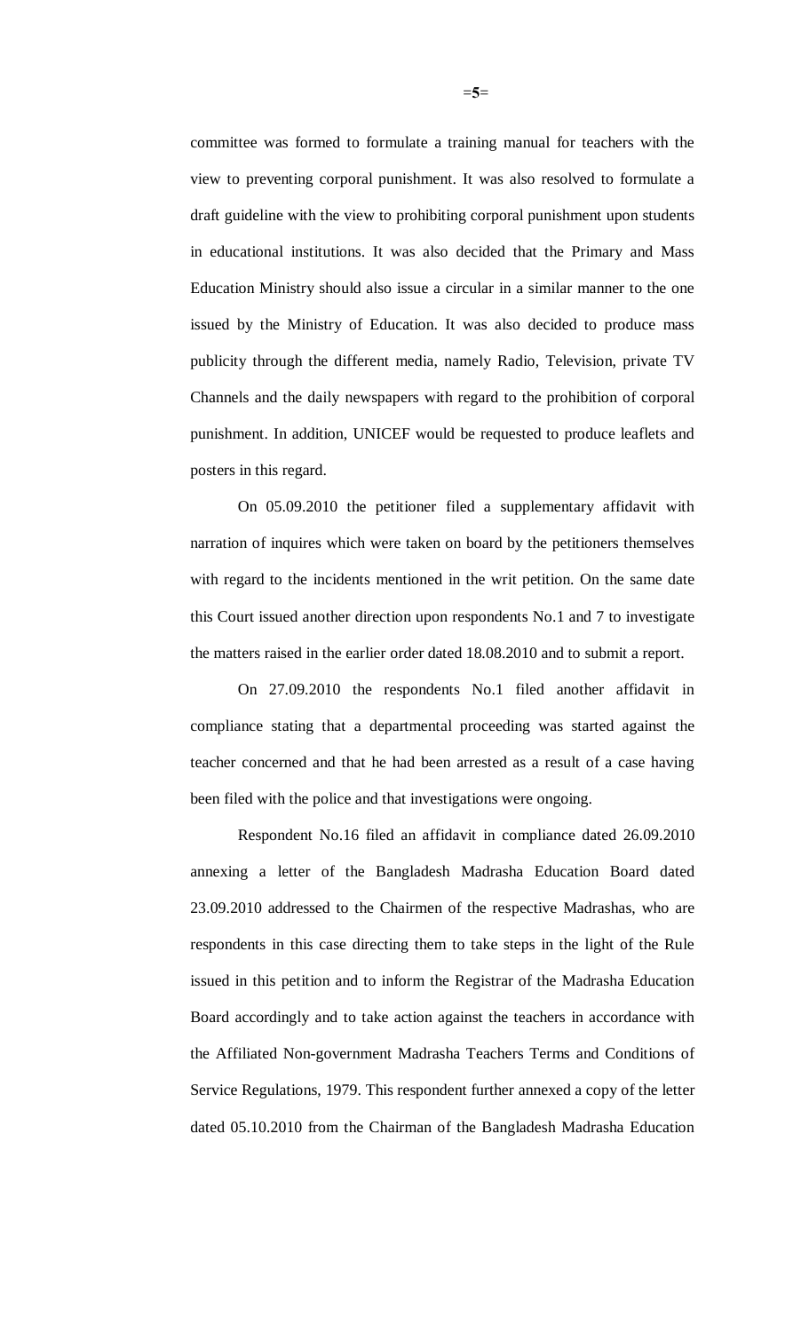committee was formed to formulate a training manual for teachers with the view to preventing corporal punishment. It was also resolved to formulate a draft guideline with the view to prohibiting corporal punishment upon students in educational institutions. It was also decided that the Primary and Mass Education Ministry should also issue a circular in a similar manner to the one issued by the Ministry of Education. It was also decided to produce mass publicity through the different media, namely Radio, Television, private TV Channels and the daily newspapers with regard to the prohibition of corporal punishment. In addition, UNICEF would be requested to produce leaflets and posters in this regard.

On 05.09.2010 the petitioner filed a supplementary affidavit with narration of inquires which were taken on board by the petitioners themselves with regard to the incidents mentioned in the writ petition. On the same date this Court issued another direction upon respondents No.1 and 7 to investigate the matters raised in the earlier order dated 18.08.2010 and to submit a report.

On 27.09.2010 the respondents No.1 filed another affidavit in compliance stating that a departmental proceeding was started against the teacher concerned and that he had been arrested as a result of a case having been filed with the police and that investigations were ongoing.

Respondent No.16 filed an affidavit in compliance dated 26.09.2010 annexing a letter of the Bangladesh Madrasha Education Board dated 23.09.2010 addressed to the Chairmen of the respective Madrashas, who are respondents in this case directing them to take steps in the light of the Rule issued in this petition and to inform the Registrar of the Madrasha Education Board accordingly and to take action against the teachers in accordance with the Affiliated Non-government Madrasha Teachers Terms and Conditions of Service Regulations, 1979. This respondent further annexed a copy of the letter dated 05.10.2010 from the Chairman of the Bangladesh Madrasha Education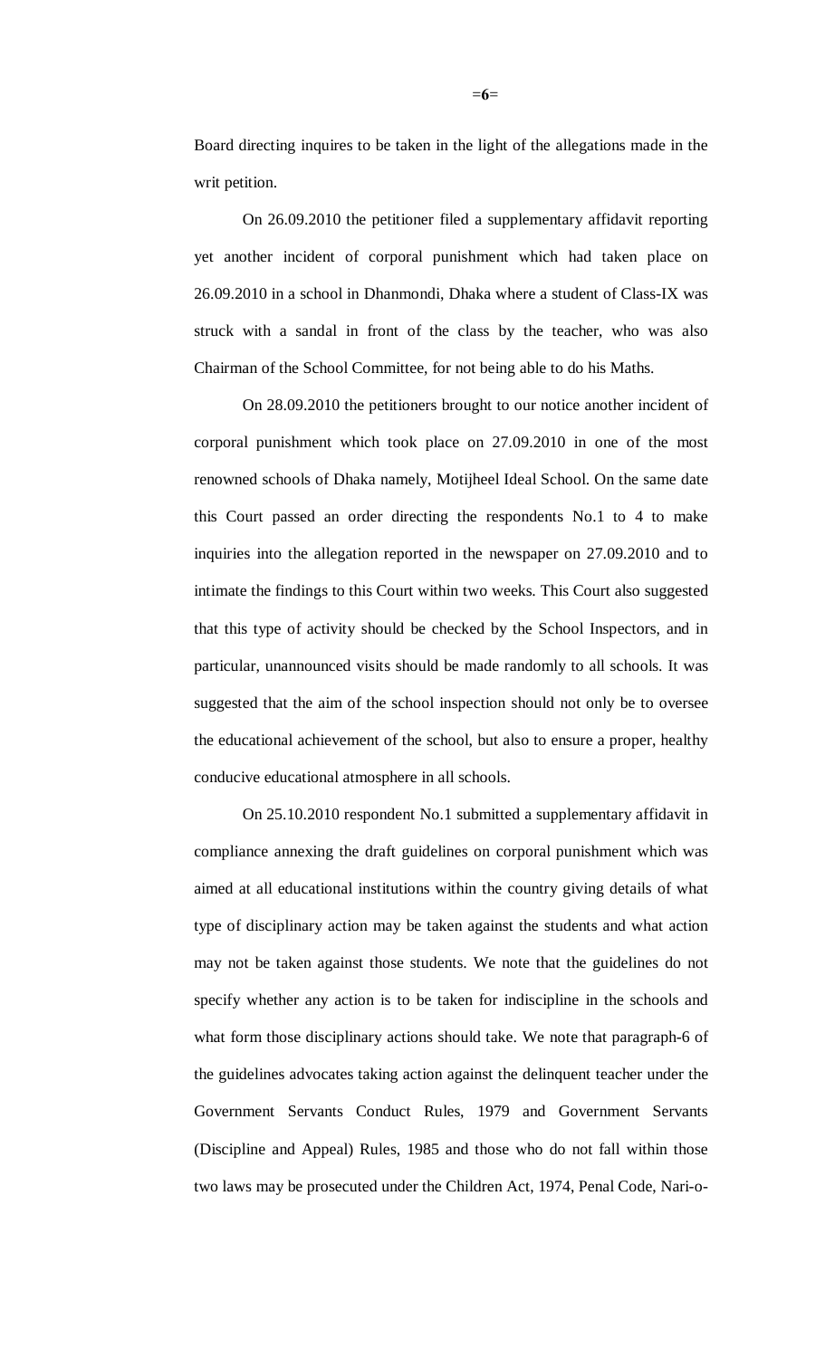Board directing inquires to be taken in the light of the allegations made in the writ petition.

On 26.09.2010 the petitioner filed a supplementary affidavit reporting yet another incident of corporal punishment which had taken place on 26.09.2010 in a school in Dhanmondi, Dhaka where a student of Class-IX was struck with a sandal in front of the class by the teacher, who was also Chairman of the School Committee, for not being able to do his Maths.

On 28.09.2010 the petitioners brought to our notice another incident of corporal punishment which took place on 27.09.2010 in one of the most renowned schools of Dhaka namely, Motijheel Ideal School. On the same date this Court passed an order directing the respondents No.1 to 4 to make inquiries into the allegation reported in the newspaper on 27.09.2010 and to intimate the findings to this Court within two weeks. This Court also suggested that this type of activity should be checked by the School Inspectors, and in particular, unannounced visits should be made randomly to all schools. It was suggested that the aim of the school inspection should not only be to oversee the educational achievement of the school, but also to ensure a proper, healthy conducive educational atmosphere in all schools.

On 25.10.2010 respondent No.1 submitted a supplementary affidavit in compliance annexing the draft guidelines on corporal punishment which was aimed at all educational institutions within the country giving details of what type of disciplinary action may be taken against the students and what action may not be taken against those students. We note that the guidelines do not specify whether any action is to be taken for indiscipline in the schools and what form those disciplinary actions should take. We note that paragraph-6 of the guidelines advocates taking action against the delinquent teacher under the Government Servants Conduct Rules, 1979 and Government Servants (Discipline and Appeal) Rules, 1985 and those who do not fall within those two laws may be prosecuted under the Children Act, 1974, Penal Code, Nari-o-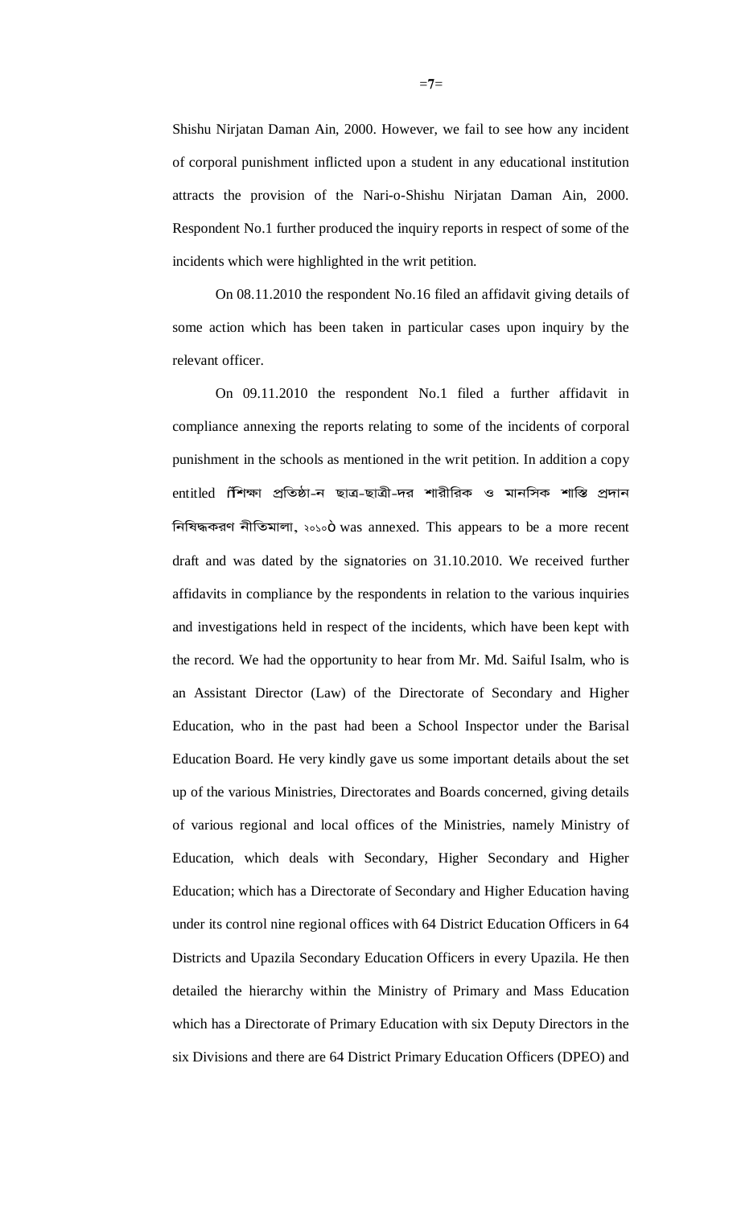Shishu Nirjatan Daman Ain, 2000. However, we fail to see how any incident of corporal punishment inflicted upon a student in any educational institution attracts the provision of the Nari-o-Shishu Nirjatan Daman Ain, 2000. Respondent No.1 further produced the inquiry reports in respect of some of the incidents which were highlighted in the writ petition.

On 08.11.2010 the respondent No.16 filed an affidavit giving details of some action which has been taken in particular cases upon inquiry by the relevant officer.

On 09.11.2010 the respondent No.1 filed a further affidavit in compliance annexing the reports relating to some of the incidents of corporal punishment in the schools as mentioned in the writ petition. In addition a copy entitled "শিক্ষা প্রতিষ্ঠা-ন ছাত্র-ছাত্রী-দের শারীরিক ও মানসিক শাস্তি প্রদান নিষিদ্ধকরণ নীতিমালা, ২০১০" was annexed. This appears to be a more recent draft and was dated by the signatories on 31.10.2010. We received further affidavits in compliance by the respondents in relation to the various inquiries and investigations held in respect of the incidents, which have been kept with the record. We had the opportunity to hear from Mr. Md. Saiful Isalm, who is an Assistant Director (Law) of the Directorate of Secondary and Higher Education, who in the past had been a School Inspector under the Barisal Education Board. He very kindly gave us some important details about the set up of the various Ministries, Directorates and Boards concerned, giving details of various regional and local offices of the Ministries, namely Ministry of Education, which deals with Secondary, Higher Secondary and Higher Education; which has a Directorate of Secondary and Higher Education having under its control nine regional offices with 64 District Education Officers in 64 Districts and Upazila Secondary Education Officers in every Upazila. He then detailed the hierarchy within the Ministry of Primary and Mass Education which has a Directorate of Primary Education with six Deputy Directors in the six Divisions and there are 64 District Primary Education Officers (DPEO) and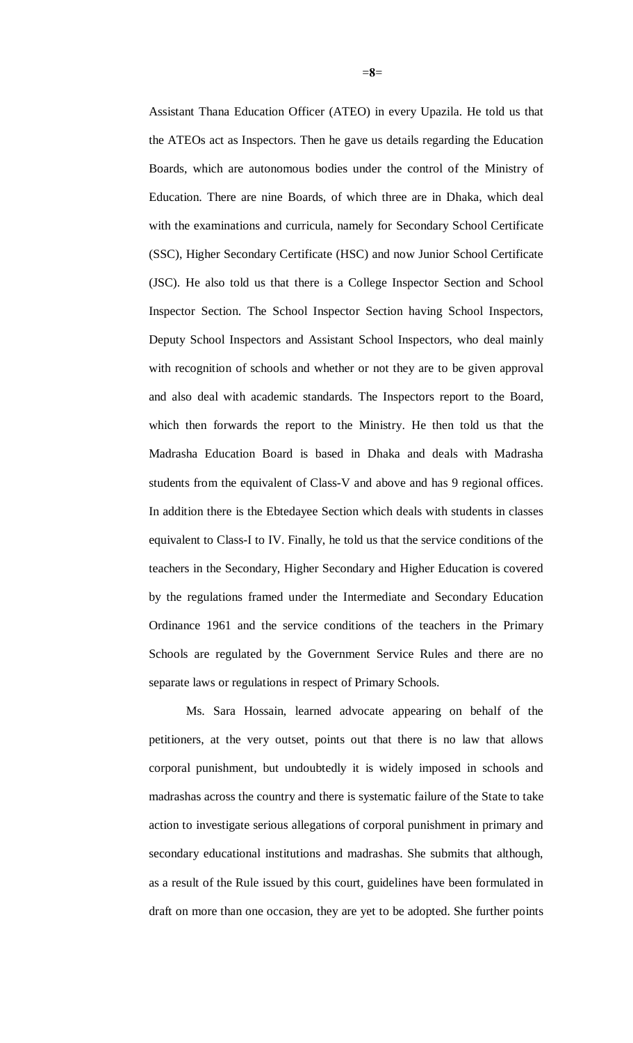Assistant Thana Education Officer (ATEO) in every Upazila. He told us that the ATEOs act as Inspectors. Then he gave us details regarding the Education Boards, which are autonomous bodies under the control of the Ministry of Education. There are nine Boards, of which three are in Dhaka, which deal with the examinations and curricula, namely for Secondary School Certificate (SSC), Higher Secondary Certificate (HSC) and now Junior School Certificate (JSC). He also told us that there is a College Inspector Section and School Inspector Section. The School Inspector Section having School Inspectors, Deputy School Inspectors and Assistant School Inspectors, who deal mainly with recognition of schools and whether or not they are to be given approval and also deal with academic standards. The Inspectors report to the Board, which then forwards the report to the Ministry. He then told us that the Madrasha Education Board is based in Dhaka and deals with Madrasha students from the equivalent of Class-V and above and has 9 regional offices. In addition there is the Ebtedayee Section which deals with students in classes equivalent to Class-I to IV. Finally, he told us that the service conditions of the teachers in the Secondary, Higher Secondary and Higher Education is covered by the regulations framed under the Intermediate and Secondary Education Ordinance 1961 and the service conditions of the teachers in the Primary Schools are regulated by the Government Service Rules and there are no separate laws or regulations in respect of Primary Schools.

Ms. Sara Hossain, learned advocate appearing on behalf of the petitioners, at the very outset, points out that there is no law that allows corporal punishment, but undoubtedly it is widely imposed in schools and madrashas across the country and there is systematic failure of the State to take action to investigate serious allegations of corporal punishment in primary and secondary educational institutions and madrashas. She submits that although, as a result of the Rule issued by this court, guidelines have been formulated in draft on more than one occasion, they are yet to be adopted. She further points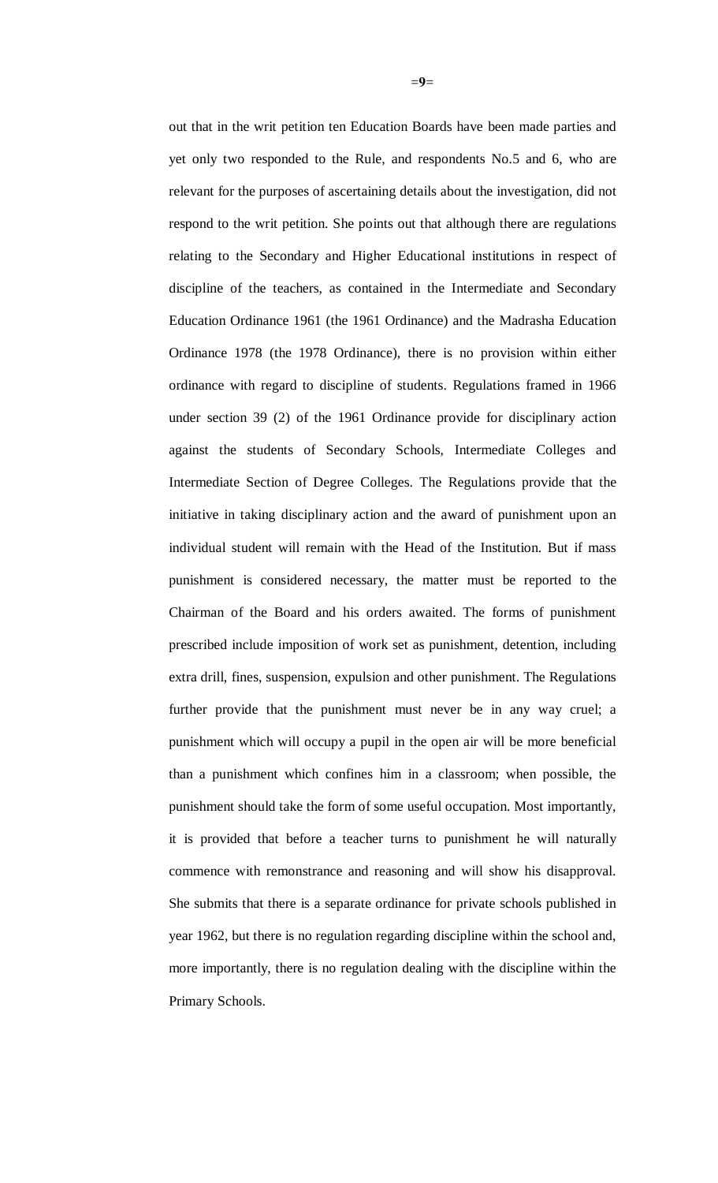out that in the writ petition ten Education Boards have been made parties and yet only two responded to the Rule, and respondents No.5 and 6, who are relevant for the purposes of ascertaining details about the investigation, did not respond to the writ petition. She points out that although there are regulations relating to the Secondary and Higher Educational institutions in respect of discipline of the teachers, as contained in the Intermediate and Secondary Education Ordinance 1961 (the 1961 Ordinance) and the Madrasha Education Ordinance 1978 (the 1978 Ordinance), there is no provision within either ordinance with regard to discipline of students. Regulations framed in 1966 under section 39 (2) of the 1961 Ordinance provide for disciplinary action against the students of Secondary Schools, Intermediate Colleges and Intermediate Section of Degree Colleges. The Regulations provide that the initiative in taking disciplinary action and the award of punishment upon an individual student will remain with the Head of the Institution. But if mass punishment is considered necessary, the matter must be reported to the Chairman of the Board and his orders awaited. The forms of punishment prescribed include imposition of work set as punishment, detention, including extra drill, fines, suspension, expulsion and other punishment. The Regulations further provide that the punishment must never be in any way cruel; a punishment which will occupy a pupil in the open air will be more beneficial than a punishment which confines him in a classroom; when possible, the punishment should take the form of some useful occupation. Most importantly, it is provided that before a teacher turns to punishment he will naturally commence with remonstrance and reasoning and will show his disapproval. She submits that there is a separate ordinance for private schools published in year 1962, but there is no regulation regarding discipline within the school and, more importantly, there is no regulation dealing with the discipline within the Primary Schools.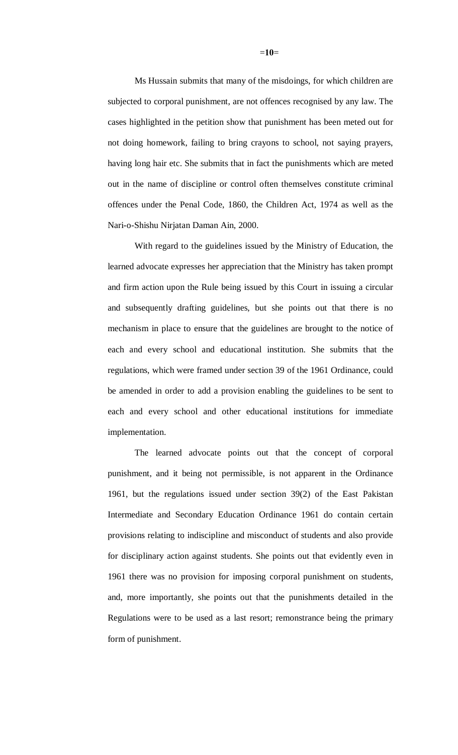Ms Hussain submits that many of the misdoings, for which children are subjected to corporal punishment, are not offences recognised by any law. The cases highlighted in the petition show that punishment has been meted out for not doing homework, failing to bring crayons to school, not saying prayers, having long hair etc. She submits that in fact the punishments which are meted out in the name of discipline or control often themselves constitute criminal offences under the Penal Code, 1860, the Children Act, 1974 as well as the Nari-o-Shishu Nirjatan Daman Ain, 2000.

With regard to the guidelines issued by the Ministry of Education, the learned advocate expresses her appreciation that the Ministry has taken prompt and firm action upon the Rule being issued by this Court in issuing a circular and subsequently drafting guidelines, but she points out that there is no mechanism in place to ensure that the guidelines are brought to the notice of each and every school and educational institution. She submits that the regulations, which were framed under section 39 of the 1961 Ordinance, could be amended in order to add a provision enabling the guidelines to be sent to each and every school and other educational institutions for immediate implementation.

The learned advocate points out that the concept of corporal punishment, and it being not permissible, is not apparent in the Ordinance 1961, but the regulations issued under section 39(2) of the East Pakistan Intermediate and Secondary Education Ordinance 1961 do contain certain provisions relating to indiscipline and misconduct of students and also provide for disciplinary action against students. She points out that evidently even in 1961 there was no provision for imposing corporal punishment on students, and, more importantly, she points out that the punishments detailed in the Regulations were to be used as a last resort; remonstrance being the primary form of punishment.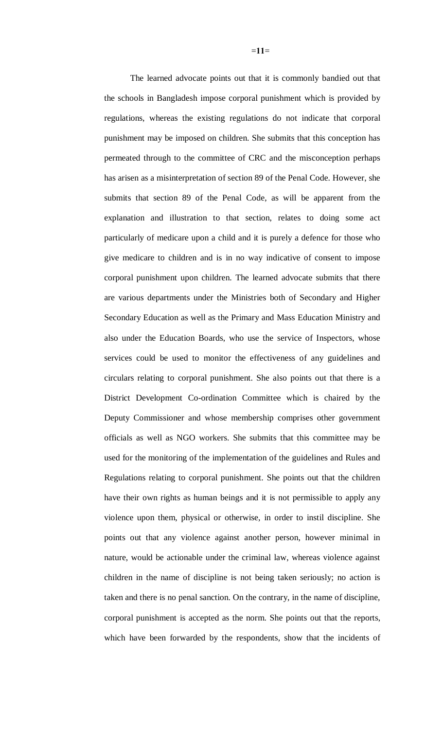The learned advocate points out that it is commonly bandied out that the schools in Bangladesh impose corporal punishment which is provided by regulations, whereas the existing regulations do not indicate that corporal punishment may be imposed on children. She submits that this conception has permeated through to the committee of CRC and the misconception perhaps has arisen as a misinterpretation of section 89 of the Penal Code. However, she submits that section 89 of the Penal Code, as will be apparent from the explanation and illustration to that section, relates to doing some act particularly of medicare upon a child and it is purely a defence for those who give medicare to children and is in no way indicative of consent to impose corporal punishment upon children. The learned advocate submits that there are various departments under the Ministries both of Secondary and Higher Secondary Education as well as the Primary and Mass Education Ministry and also under the Education Boards, who use the service of Inspectors, whose services could be used to monitor the effectiveness of any guidelines and circulars relating to corporal punishment. She also points out that there is a District Development Co-ordination Committee which is chaired by the Deputy Commissioner and whose membership comprises other government officials as well as NGO workers. She submits that this committee may be used for the monitoring of the implementation of the guidelines and Rules and Regulations relating to corporal punishment. She points out that the children have their own rights as human beings and it is not permissible to apply any violence upon them, physical or otherwise, in order to instil discipline. She points out that any violence against another person, however minimal in nature, would be actionable under the criminal law, whereas violence against children in the name of discipline is not being taken seriously; no action is taken and there is no penal sanction. On the contrary, in the name of discipline, corporal punishment is accepted as the norm. She points out that the reports, which have been forwarded by the respondents, show that the incidents of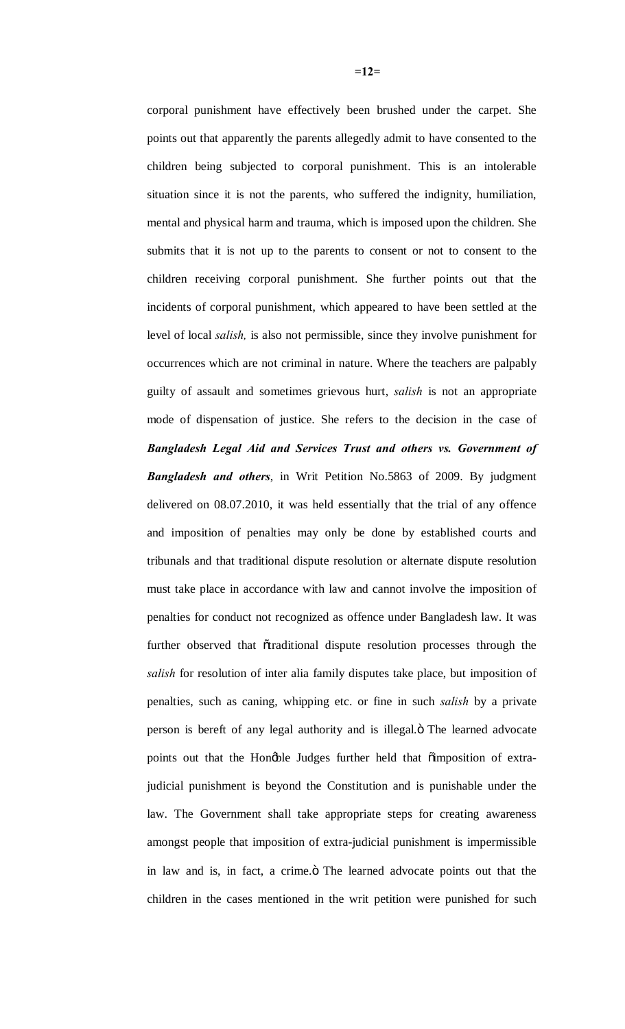corporal punishment have effectively been brushed under the carpet. She points out that apparently the parents allegedly admit to have consented to the children being subjected to corporal punishment. This is an intolerable situation since it is not the parents, who suffered the indignity, humiliation, mental and physical harm and trauma, which is imposed upon the children. She submits that it is not up to the parents to consent or not to consent to the children receiving corporal punishment. She further points out that the incidents of corporal punishment, which appeared to have been settled at the level of local *salish,* is also not permissible, since they involve punishment for occurrences which are not criminal in nature. Where the teachers are palpably guilty of assault and sometimes grievous hurt, *salish* is not an appropriate mode of dispensation of justice. She refers to the decision in the case of ***Bangladesh Legal Aid and Services Trust and others vs. Government of Bangladesh and others***, in Writ Petition No.5863 of 2009. By judgment delivered on 08.07.2010, it was held essentially that the trial of any offence and imposition of penalties may only be done by established courts and tribunals and that traditional dispute resolution or alternate dispute resolution must take place in accordance with law and cannot involve the imposition of penalties for conduct not recognized as offence under Bangladesh law. It was further observed that "traditional dispute resolution processes through the *salish* for resolution of inter alia family disputes take place, but imposition of penalties, such as caning, whipping etc. or fine in such *salish* by a private person is bereft of any legal authority and is illegal." The learned advocate points out that the Hon'ble Judges further held that "imposition of extra-judicial punishment is beyond the Constitution and is punishable under the law. The Government shall take appropriate steps for creating awareness amongst people that imposition of extra-judicial punishment is impermissible in law and is, in fact, a crime." The learned advocate points out that the children in the cases mentioned in the writ petition were punished for such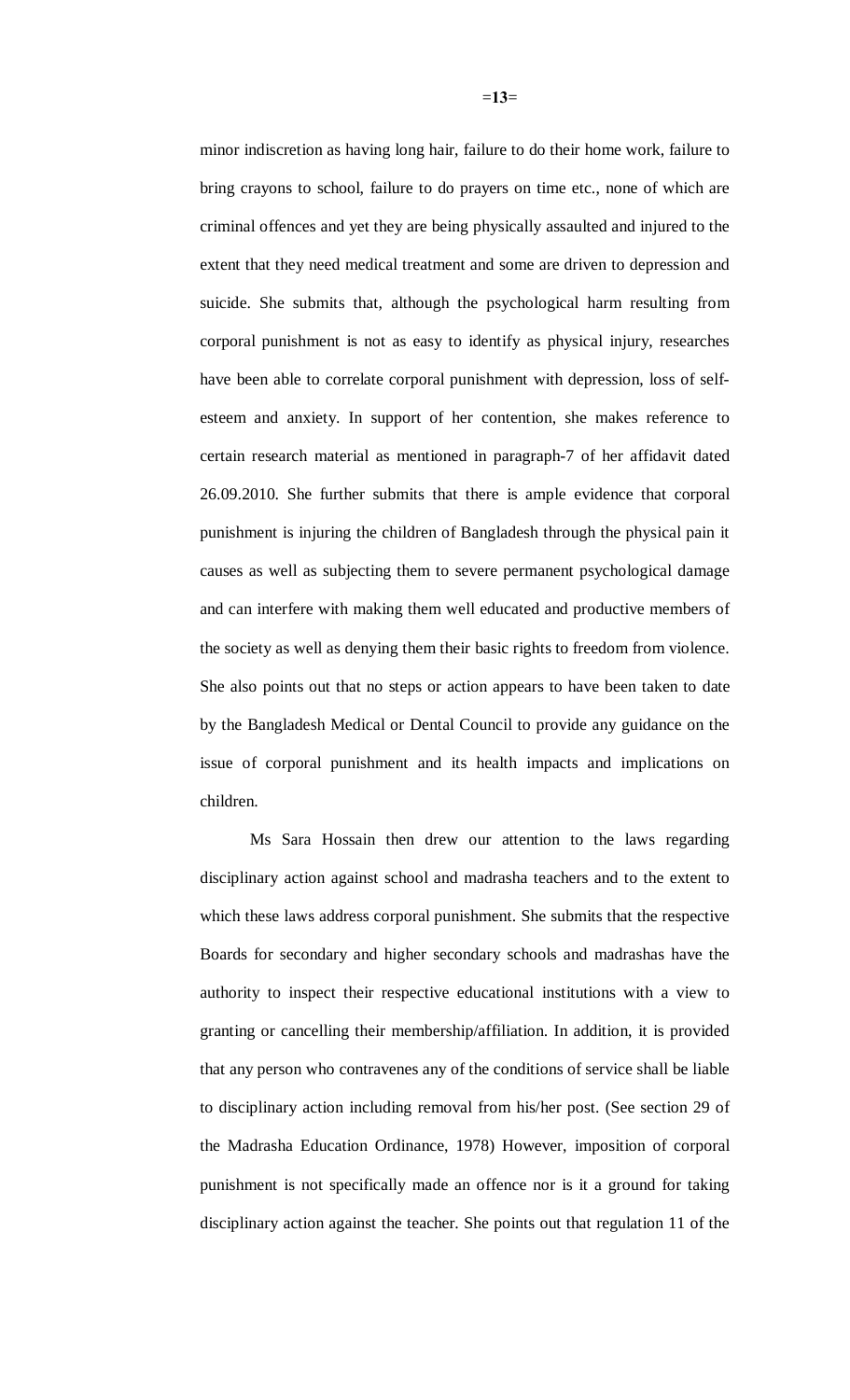minor indiscretion as having long hair, failure to do their home work, failure to bring crayons to school, failure to do prayers on time etc., none of which are criminal offences and yet they are being physically assaulted and injured to the extent that they need medical treatment and some are driven to depression and suicide. She submits that, although the psychological harm resulting from corporal punishment is not as easy to identify as physical injury, researches have been able to correlate corporal punishment with depression, loss of self-esteem and anxiety. In support of her contention, she makes reference to certain research material as mentioned in paragraph-7 of her affidavit dated 26.09.2010. She further submits that there is ample evidence that corporal punishment is injuring the children of Bangladesh through the physical pain it causes as well as subjecting them to severe permanent psychological damage and can interfere with making them well educated and productive members of the society as well as denying them their basic rights to freedom from violence. She also points out that no steps or action appears to have been taken to date by the Bangladesh Medical or Dental Council to provide any guidance on the issue of corporal punishment and its health impacts and implications on children.

Ms Sara Hossain then drew our attention to the laws regarding disciplinary action against school and madrasha teachers and to the extent to which these laws address corporal punishment. She submits that the respective Boards for secondary and higher secondary schools and madrashas have the authority to inspect their respective educational institutions with a view to granting or cancelling their membership/affiliation. In addition, it is provided that any person who contravenes any of the conditions of service shall be liable to disciplinary action including removal from his/her post. (See section 29 of the Madrasha Education Ordinance, 1978) However, imposition of corporal punishment is not specifically made an offence nor is it a ground for taking disciplinary action against the teacher. She points out that regulation 11 of the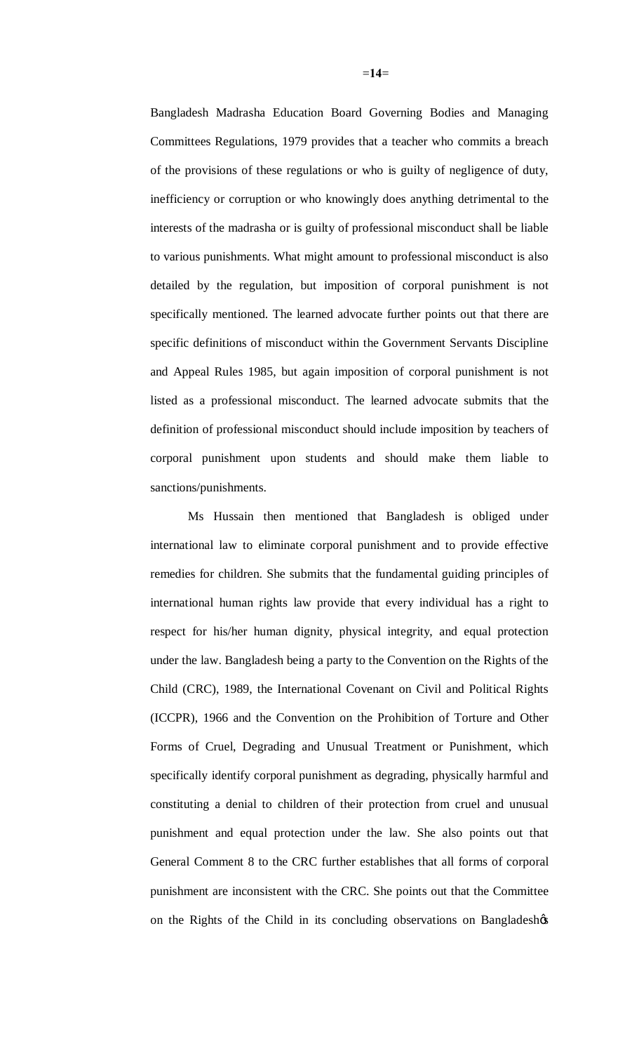Bangladesh Madrasha Education Board Governing Bodies and Managing Committees Regulations, 1979 provides that a teacher who commits a breach of the provisions of these regulations or who is guilty of negligence of duty, inefficiency or corruption or who knowingly does anything detrimental to the interests of the madrasha or is guilty of professional misconduct shall be liable to various punishments. What might amount to professional misconduct is also detailed by the regulation, but imposition of corporal punishment is not specifically mentioned. The learned advocate further points out that there are specific definitions of misconduct within the Government Servants Discipline and Appeal Rules 1985, but again imposition of corporal punishment is not listed as a professional misconduct. The learned advocate submits that the definition of professional misconduct should include imposition by teachers of corporal punishment upon students and should make them liable to sanctions/punishments.

Ms Hussain then mentioned that Bangladesh is obliged under international law to eliminate corporal punishment and to provide effective remedies for children. She submits that the fundamental guiding principles of international human rights law provide that every individual has a right to respect for his/her human dignity, physical integrity, and equal protection under the law. Bangladesh being a party to the Convention on the Rights of the Child (CRC), 1989, the International Covenant on Civil and Political Rights (ICCPR), 1966 and the Convention on the Prohibition of Torture and Other Forms of Cruel, Degrading and Unusual Treatment or Punishment, which specifically identify corporal punishment as degrading, physically harmful and constituting a denial to children of their protection from cruel and unusual punishment and equal protection under the law. She also points out that General Comment 8 to the CRC further establishes that all forms of corporal punishment are inconsistent with the CRC. She points out that the Committee on the Rights of the Child in its concluding observations on Bangladesh's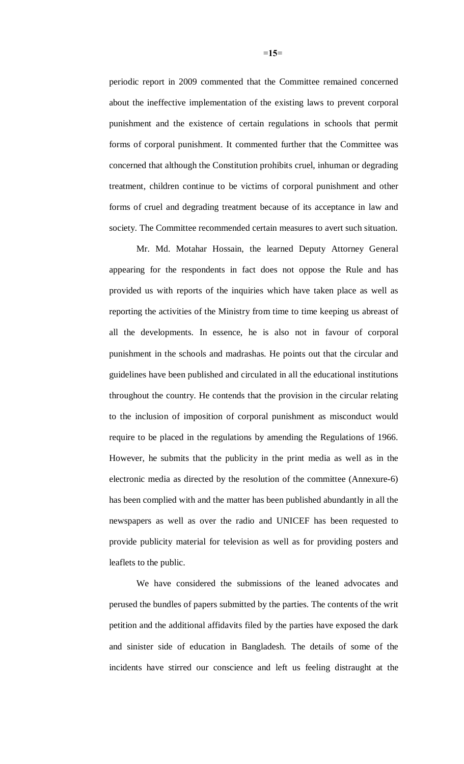periodic report in 2009 commented that the Committee remained concerned about the ineffective implementation of the existing laws to prevent corporal punishment and the existence of certain regulations in schools that permit forms of corporal punishment. It commented further that the Committee was concerned that although the Constitution prohibits cruel, inhuman or degrading treatment, children continue to be victims of corporal punishment and other forms of cruel and degrading treatment because of its acceptance in law and society. The Committee recommended certain measures to avert such situation.

Mr. Md. Motahar Hossain, the learned Deputy Attorney General appearing for the respondents in fact does not oppose the Rule and has provided us with reports of the inquiries which have taken place as well as reporting the activities of the Ministry from time to time keeping us abreast of all the developments. In essence, he is also not in favour of corporal punishment in the schools and madrashas. He points out that the circular and guidelines have been published and circulated in all the educational institutions throughout the country. He contends that the provision in the circular relating to the inclusion of imposition of corporal punishment as misconduct would require to be placed in the regulations by amending the Regulations of 1966. However, he submits that the publicity in the print media as well as in the electronic media as directed by the resolution of the committee (Annexure-6) has been complied with and the matter has been published abundantly in all the newspapers as well as over the radio and UNICEF has been requested to provide publicity material for television as well as for providing posters and leaflets to the public.

We have considered the submissions of the leaned advocates and perused the bundles of papers submitted by the parties. The contents of the writ petition and the additional affidavits filed by the parties have exposed the dark and sinister side of education in Bangladesh. The details of some of the incidents have stirred our conscience and left us feeling distraught at the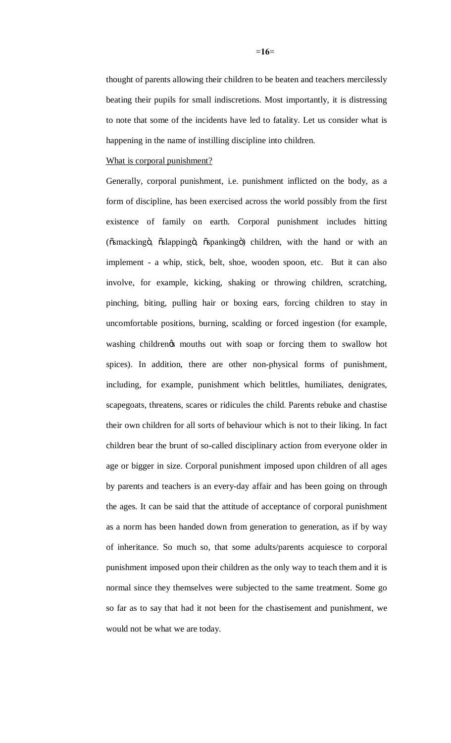thought of parents allowing their children to be beaten and teachers mercilessly beating their pupils for small indiscretions. Most importantly, it is distressing to note that some of the incidents have led to fatality. Let us consider what is happening in the name of instilling discipline into children.

What is corporal punishment?

Generally, corporal punishment, i.e. punishment inflicted on the body, as a form of discipline, has been exercised across the world possibly from the first existence of family on earth. Corporal punishment includes hitting ("smacking", "slapping", "spanking") children, with the hand or with an implement - a whip, stick, belt, shoe, wooden spoon, etc. But it can also involve, for example, kicking, shaking or throwing children, scratching, pinching, biting, pulling hair or boxing ears, forcing children to stay in uncomfortable positions, burning, scalding or forced ingestion (for example, washing children's mouths out with soap or forcing them to swallow hot spices). In addition, there are other non-physical forms of punishment, including, for example, punishment which belittles, humiliates, denigrates, scapegoats, threatens, scares or ridicules the child. Parents rebuke and chastise their own children for all sorts of behaviour which is not to their liking. In fact children bear the brunt of so-called disciplinary action from everyone older in age or bigger in size. Corporal punishment imposed upon children of all ages by parents and teachers is an every-day affair and has been going on through the ages. It can be said that the attitude of acceptance of corporal punishment as a norm has been handed down from generation to generation, as if by way of inheritance. So much so, that some adults/parents acquiesce to corporal punishment imposed upon their children as the only way to teach them and it is normal since they themselves were subjected to the same treatment. Some go so far as to say that had it not been for the chastisement and punishment, we would not be what we are today.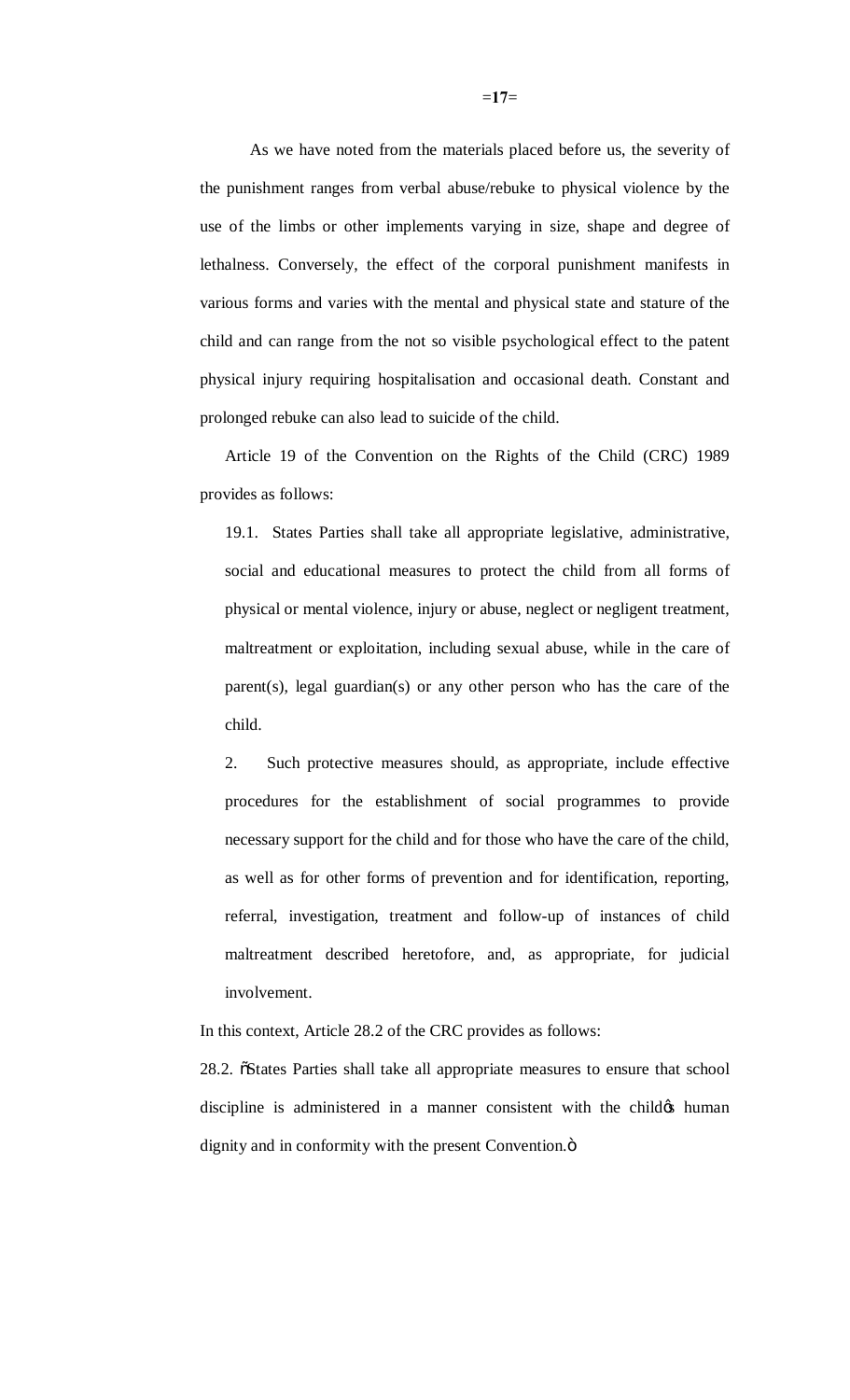As we have noted from the materials placed before us, the severity of the punishment ranges from verbal abuse/rebuke to physical violence by the use of the limbs or other implements varying in size, shape and degree of lethalness. Conversely, the effect of the corporal punishment manifests in various forms and varies with the mental and physical state and stature of the child and can range from the not so visible psychological effect to the patent physical injury requiring hospitalisation and occasional death. Constant and prolonged rebuke can also lead to suicide of the child.

Article 19 of the Convention on the Rights of the Child (CRC) 1989 provides as follows:

> 19.1. States Parties shall take all appropriate legislative, administrative, social and educational measures to protect the child from all forms of physical or mental violence, injury or abuse, neglect or negligent treatment, maltreatment or exploitation, including sexual abuse, while in the care of parent(s), legal guardian(s) or any other person who has the care of the child.
>
> 2. Such protective measures should, as appropriate, include effective procedures for the establishment of social programmes to provide necessary support for the child and for those who have the care of the child, as well as for other forms of prevention and for identification, reporting, referral, investigation, treatment and follow-up of instances of child maltreatment described heretofore, and, as appropriate, for judicial involvement.

In this context, Article 28.2 of the CRC provides as follows:

28.2. "States Parties shall take all appropriate measures to ensure that school discipline is administered in a manner consistent with the child's human dignity and in conformity with the present Convention."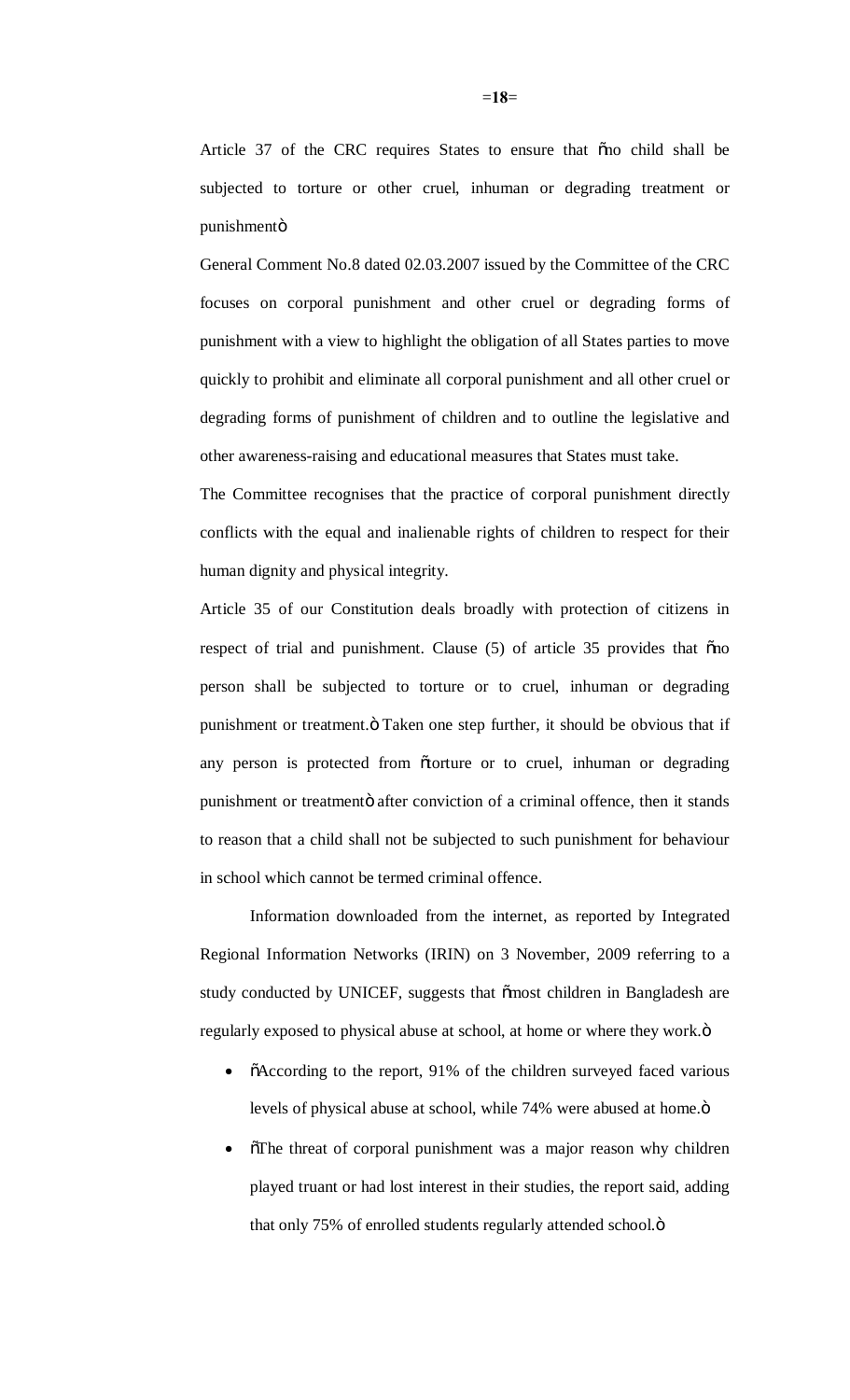Article 37 of the CRC requires States to ensure that "no child shall be subjected to torture or other cruel, inhuman or degrading treatment or punishment"

General Comment No.8 dated 02.03.2007 issued by the Committee of the CRC focuses on corporal punishment and other cruel or degrading forms of punishment with a view to highlight the obligation of all States parties to move quickly to prohibit and eliminate all corporal punishment and all other cruel or degrading forms of punishment of children and to outline the legislative and other awareness-raising and educational measures that States must take.

The Committee recognises that the practice of corporal punishment directly conflicts with the equal and inalienable rights of children to respect for their human dignity and physical integrity.

Article 35 of our Constitution deals broadly with protection of citizens in respect of trial and punishment. Clause (5) of article 35 provides that "no person shall be subjected to torture or to cruel, inhuman or degrading punishment or treatment." Taken one step further, it should be obvious that if any person is protected from "torture or to cruel, inhuman or degrading punishment or treatment" after conviction of a criminal offence, then it stands to reason that a child shall not be subjected to such punishment for behaviour in school which cannot be termed criminal offence.

Information downloaded from the internet, as reported by Integrated Regional Information Networks (IRIN) on 3 November, 2009 referring to a study conducted by UNICEF, suggests that "most children in Bangladesh are regularly exposed to physical abuse at school, at home or where they work."

- "According to the report, 91% of the children surveyed faced various levels of physical abuse at school, while 74% were abused at home."
- "The threat of corporal punishment was a major reason why children played truant or had lost interest in their studies, the report said, adding that only 75% of enrolled students regularly attended school."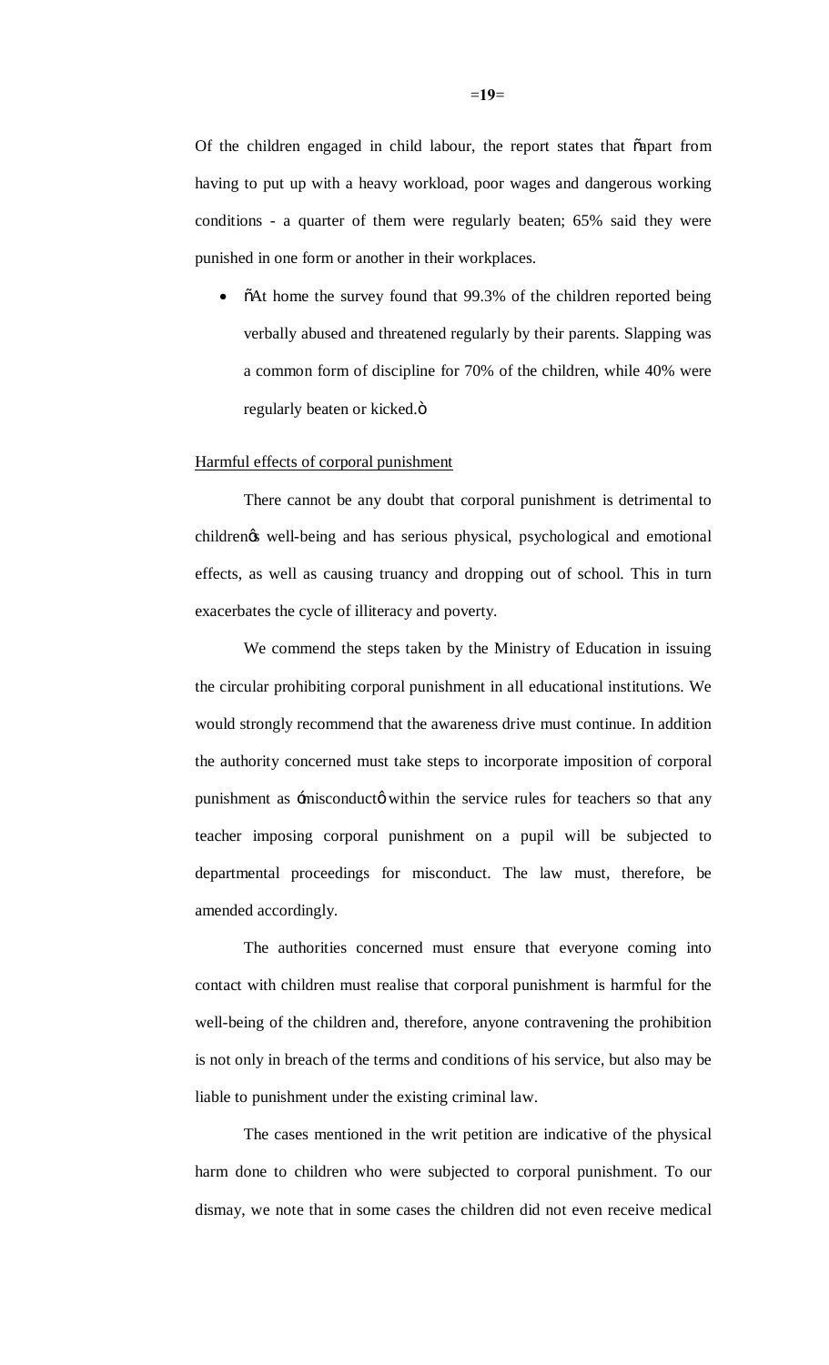Of the children engaged in child labour, the report states that "apart from having to put up with a heavy workload, poor wages and dangerous working conditions - a quarter of them were regularly beaten; 65% said they were punished in one form or another in their workplaces.

- "At home the survey found that 99.3% of the children reported being verbally abused and threatened regularly by their parents. Slapping was a common form of discipline for 70% of the children, while 40% were regularly beaten or kicked."

Harmful effects of corporal punishment

There cannot be any doubt that corporal punishment is detrimental to children's well-being and has serious physical, psychological and emotional effects, as well as causing truancy and dropping out of school. This in turn exacerbates the cycle of illiteracy and poverty.

We commend the steps taken by the Ministry of Education in issuing the circular prohibiting corporal punishment in all educational institutions. We would strongly recommend that the awareness drive must continue. In addition the authority concerned must take steps to incorporate imposition of corporal punishment as 'misconduct' within the service rules for teachers so that any teacher imposing corporal punishment on a pupil will be subjected to departmental proceedings for misconduct. The law must, therefore, be amended accordingly.

The authorities concerned must ensure that everyone coming into contact with children must realise that corporal punishment is harmful for the well-being of the children and, therefore, anyone contravening the prohibition is not only in breach of the terms and conditions of his service, but also may be liable to punishment under the existing criminal law.

The cases mentioned in the writ petition are indicative of the physical harm done to children who were subjected to corporal punishment. To our dismay, we note that in some cases the children did not even receive medical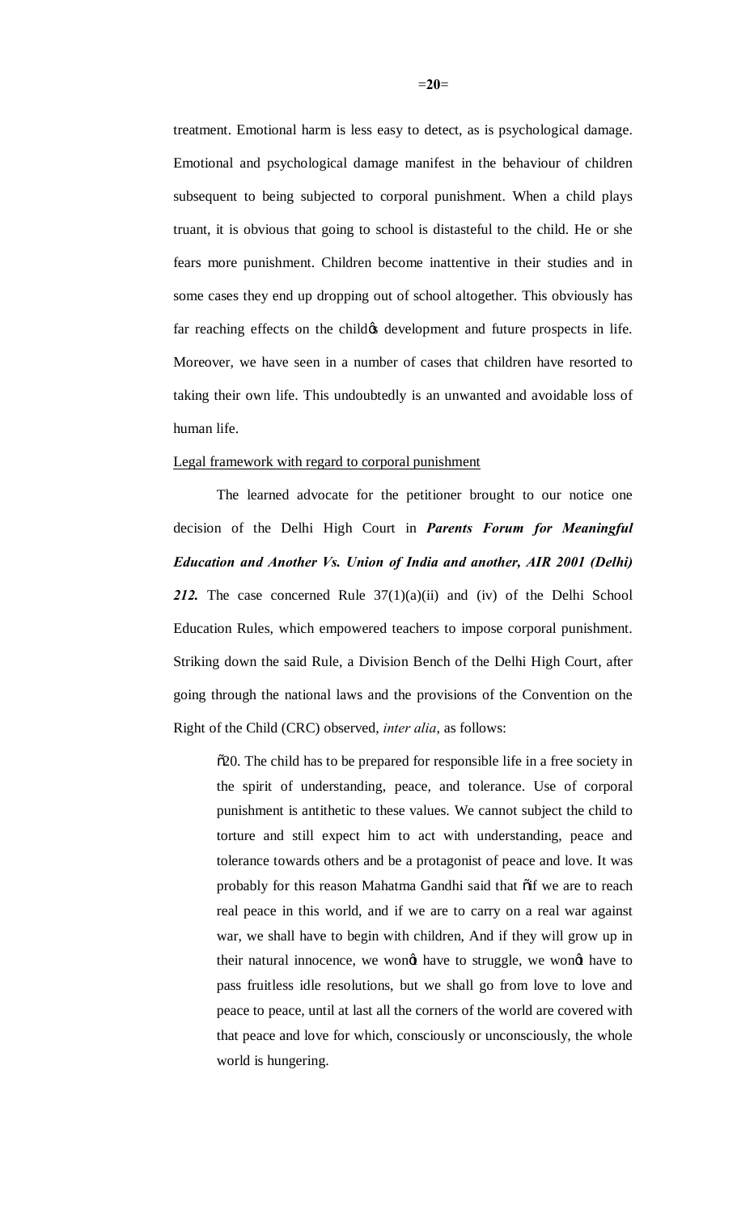treatment. Emotional harm is less easy to detect, as is psychological damage. Emotional and psychological damage manifest in the behaviour of children subsequent to being subjected to corporal punishment. When a child plays truant, it is obvious that going to school is distasteful to the child. He or she fears more punishment. Children become inattentive in their studies and in some cases they end up dropping out of school altogether. This obviously has far reaching effects on the child's development and future prospects in life. Moreover, we have seen in a number of cases that children have resorted to taking their own life. This undoubtedly is an unwanted and avoidable loss of human life.

Legal framework with regard to corporal punishment

The learned advocate for the petitioner brought to our notice one decision of the Delhi High Court in ***Parents Forum for Meaningful Education and Another Vs. Union of India and another, AIR 2001 (Delhi) 212.*** The case concerned Rule 37(1)(a)(ii) and (iv) of the Delhi School Education Rules, which empowered teachers to impose corporal punishment. Striking down the said Rule, a Division Bench of the Delhi High Court, after going through the national laws and the provisions of the Convention on the Right of the Child (CRC) observed, *inter alia*, as follows:

> "20. The child has to be prepared for responsible life in a free society in the spirit of understanding, peace, and tolerance. Use of corporal punishment is antithetic to these values. We cannot subject the child to torture and still expect him to act with understanding, peace and tolerance towards others and be a protagonist of peace and love. It was probably for this reason Mahatma Gandhi said that "if we are to reach real peace in this world, and if we are to carry on a real war against war, we shall have to begin with children, And if they will grow up in their natural innocence, we won't have to struggle, we won't have to pass fruitless idle resolutions, but we shall go from love to love and peace to peace, until at last all the corners of the world are covered with that peace and love for which, consciously or unconsciously, the whole world is hungering.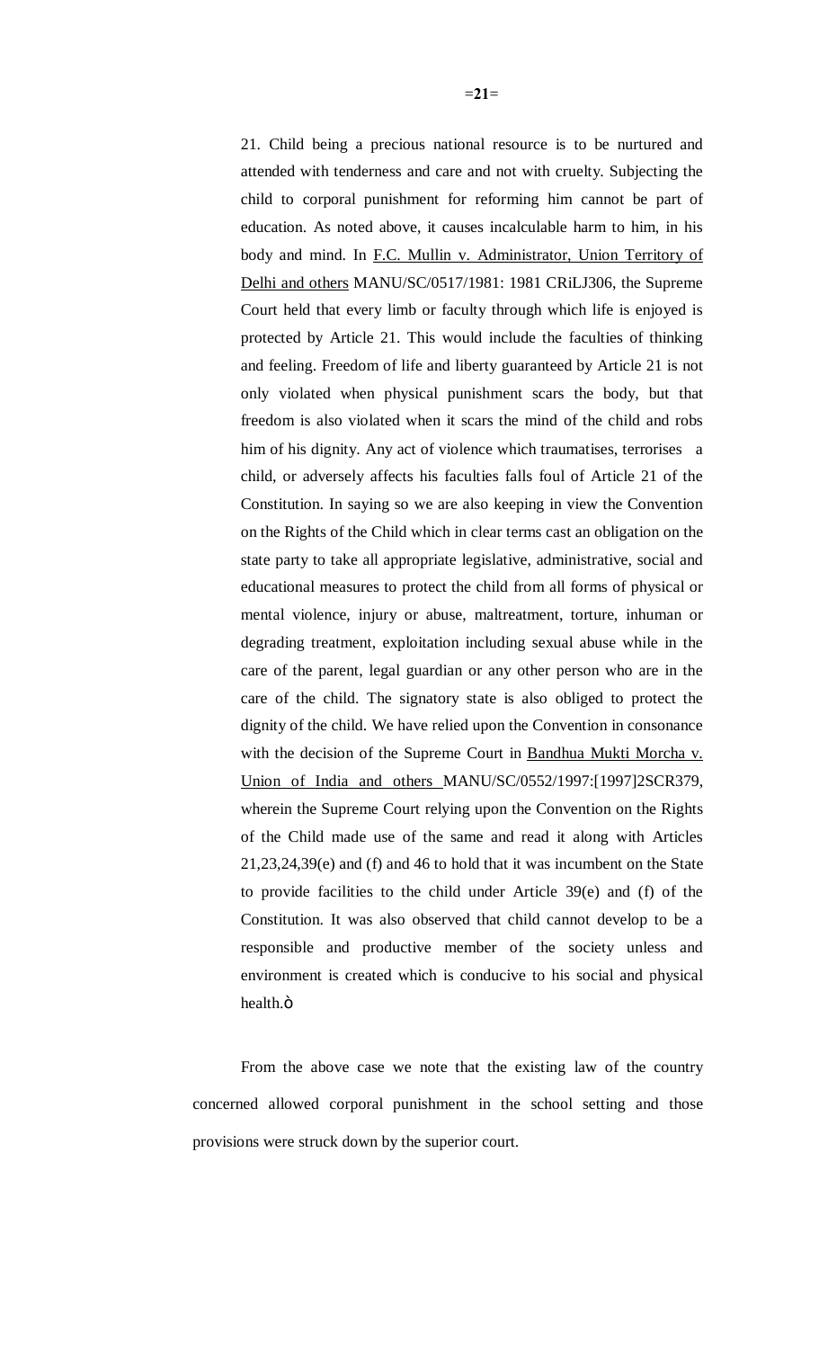21. Child being a precious national resource is to be nurtured and attended with tenderness and care and not with cruelty. Subjecting the child to corporal punishment for reforming him cannot be part of education. As noted above, it causes incalculable harm to him, in his body and mind. In F.C. Mullin v. Administrator, Union Territory of Delhi and others MANU/SC/0517/1981: 1981 CRiLJ306, the Supreme Court held that every limb or faculty through which life is enjoyed is protected by Article 21. This would include the faculties of thinking and feeling. Freedom of life and liberty guaranteed by Article 21 is not only violated when physical punishment scars the body, but that freedom is also violated when it scars the mind of the child and robs him of his dignity. Any act of violence which traumatises, terrorises a child, or adversely affects his faculties falls foul of Article 21 of the Constitution. In saying so we are also keeping in view the Convention on the Rights of the Child which in clear terms cast an obligation on the state party to take all appropriate legislative, administrative, social and educational measures to protect the child from all forms of physical or mental violence, injury or abuse, maltreatment, torture, inhuman or degrading treatment, exploitation including sexual abuse while in the care of the parent, legal guardian or any other person who are in the care of the child. The signatory state is also obliged to protect the dignity of the child. We have relied upon the Convention in consonance with the decision of the Supreme Court in Bandhua Mukti Morcha v. Union of India and others MANU/SC/0552/1997:[1997]2SCR379, wherein the Supreme Court relying upon the Convention on the Rights of the Child made use of the same and read it along with Articles 21,23,24,39(e) and (f) and 46 to hold that it was incumbent on the State to provide facilities to the child under Article 39(e) and (f) of the Constitution. It was also observed that child cannot develop to be a responsible and productive member of the society unless and environment is created which is conducive to his social and physical health."

From the above case we note that the existing law of the country concerned allowed corporal punishment in the school setting and those provisions were struck down by the superior court.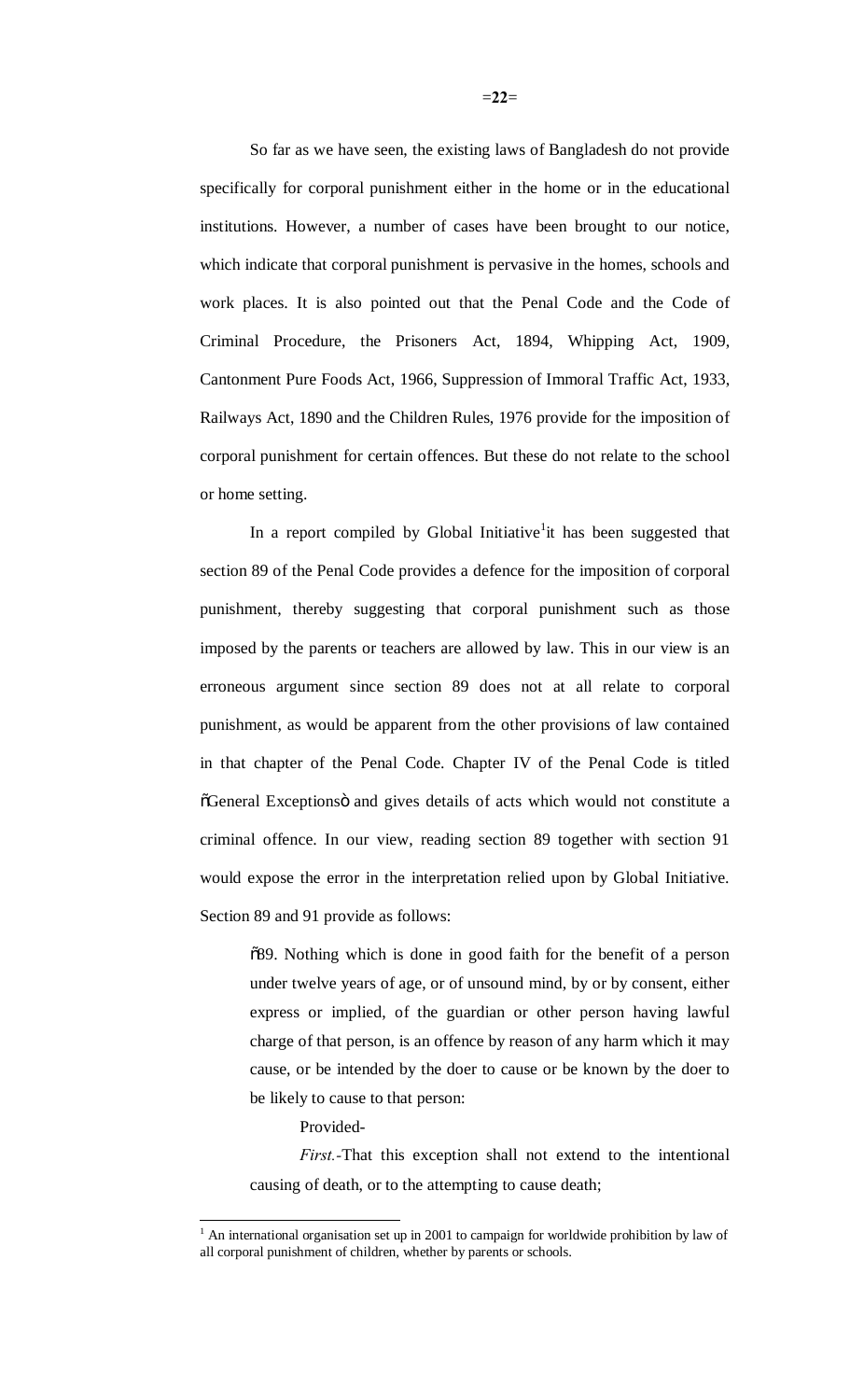So far as we have seen, the existing laws of Bangladesh do not provide specifically for corporal punishment either in the home or in the educational institutions. However, a number of cases have been brought to our notice, which indicate that corporal punishment is pervasive in the homes, schools and work places. It is also pointed out that the Penal Code and the Code of Criminal Procedure, the Prisoners Act, 1894, Whipping Act, 1909, Cantonment Pure Foods Act, 1966, Suppression of Immoral Traffic Act, 1933, Railways Act, 1890 and the Children Rules, 1976 provide for the imposition of corporal punishment for certain offences. But these do not relate to the school or home setting.

In a report compiled by Global Initiative[1] it has been suggested that section 89 of the Penal Code provides a defence for the imposition of corporal punishment, thereby suggesting that corporal punishment such as those imposed by the parents or teachers are allowed by law. This in our view is an erroneous argument since section 89 does not at all relate to corporal punishment, as would be apparent from the other provisions of law contained in that chapter of the Penal Code. Chapter IV of the Penal Code is titled "General Exceptions" and gives details of acts which would not constitute a criminal offence. In our view, reading section 89 together with section 91 would expose the error in the interpretation relied upon by Global Initiative. Section 89 and 91 provide as follows:

> "89. Nothing which is done in good faith for the benefit of a person under twelve years of age, or of unsound mind, by or by consent, either express or implied, of the guardian or other person having lawful charge of that person, is an offence by reason of any harm which it may cause, or be intended by the doer to cause or be known by the doer to be likely to cause to that person:
>
> Provided-
>
> *First.*-That this exception shall not extend to the intentional causing of death, or to the attempting to cause death;

[1] An international organisation set up in 2001 to campaign for worldwide prohibition by law of all corporal punishment of children, whether by parents or schools.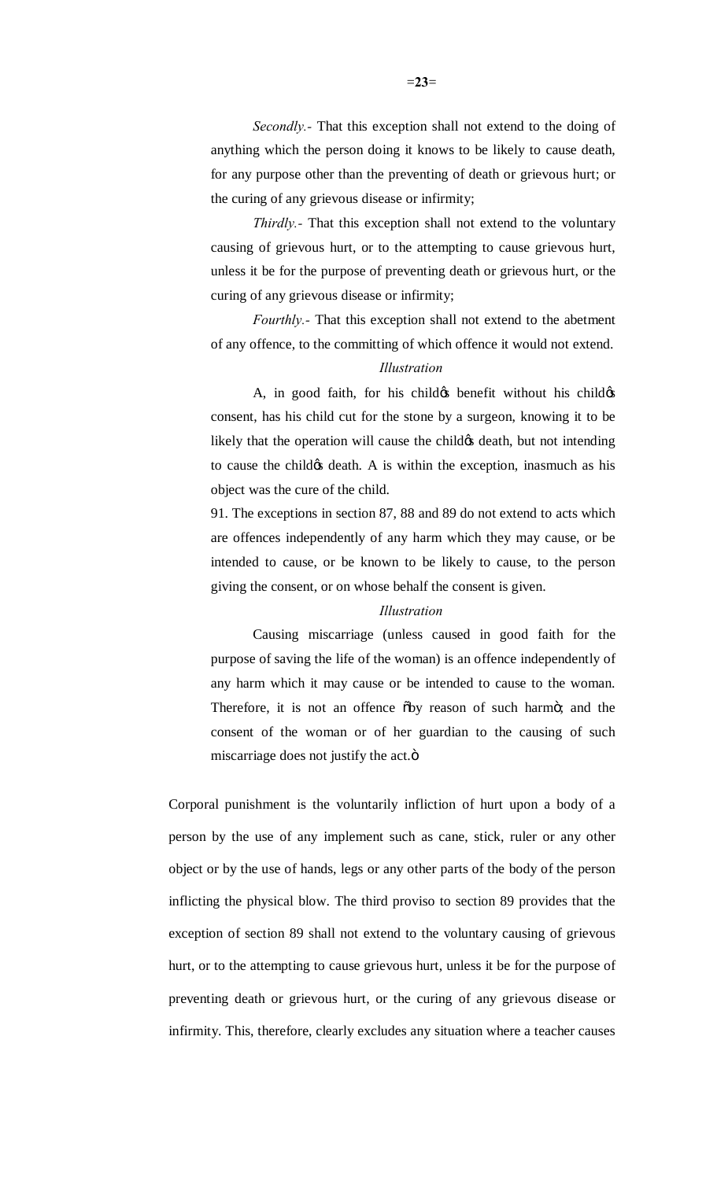*Secondly.-* That this exception shall not extend to the doing of anything which the person doing it knows to be likely to cause death, for any purpose other than the preventing of death or grievous hurt; or the curing of any grievous disease or infirmity;

*Thirdly.-* That this exception shall not extend to the voluntary causing of grievous hurt, or to the attempting to cause grievous hurt, unless it be for the purpose of preventing death or grievous hurt, or the curing of any grievous disease or infirmity;

*Fourthly.-* That this exception shall not extend to the abetment of any offence, to the committing of which offence it would not extend.

*Illustration*

A, in good faith, for his child's benefit without his child's consent, has his child cut for the stone by a surgeon, knowing it to be likely that the operation will cause the child's death, but not intending to cause the child's death. A is within the exception, inasmuch as his object was the cure of the child.

91. The exceptions in section 87, 88 and 89 do not extend to acts which are offences independently of any harm which they may cause, or be intended to cause, or be known to be likely to cause, to the person giving the consent, or on whose behalf the consent is given.

*Illustration*

Causing miscarriage (unless caused in good faith for the purpose of saving the life of the woman) is an offence independently of any harm which it may cause or be intended to cause to the woman. Therefore, it is not an offence "by reason of such harm"; and the consent of the woman or of her guardian to the causing of such miscarriage does not justify the act."

Corporal punishment is the voluntarily infliction of hurt upon a body of a person by the use of any implement such as cane, stick, ruler or any other object or by the use of hands, legs or any other parts of the body of the person inflicting the physical blow. The third proviso to section 89 provides that the exception of section 89 shall not extend to the voluntary causing of grievous hurt, or to the attempting to cause grievous hurt, unless it be for the purpose of preventing death or grievous hurt, or the curing of any grievous disease or infirmity. This, therefore, clearly excludes any situation where a teacher causes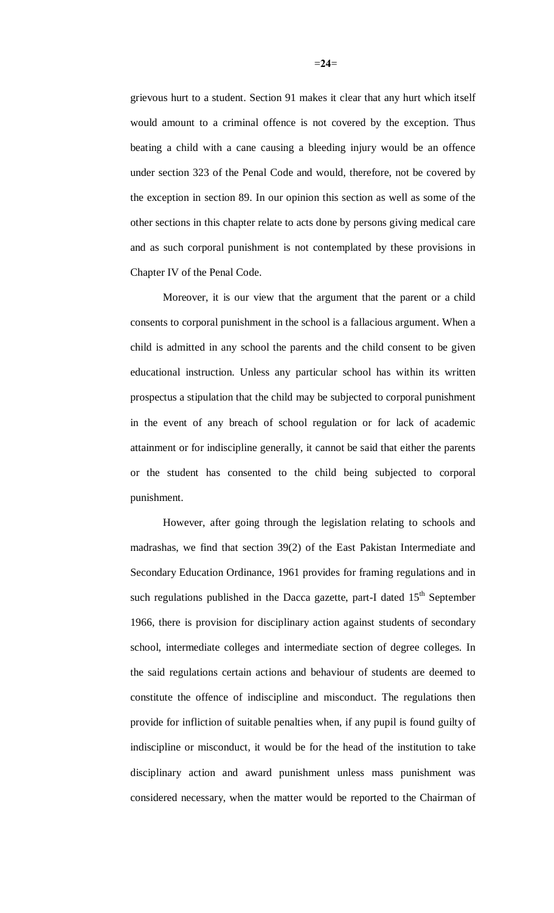grievous hurt to a student. Section 91 makes it clear that any hurt which itself would amount to a criminal offence is not covered by the exception. Thus beating a child with a cane causing a bleeding injury would be an offence under section 323 of the Penal Code and would, therefore, not be covered by the exception in section 89. In our opinion this section as well as some of the other sections in this chapter relate to acts done by persons giving medical care and as such corporal punishment is not contemplated by these provisions in Chapter IV of the Penal Code.

Moreover, it is our view that the argument that the parent or a child consents to corporal punishment in the school is a fallacious argument. When a child is admitted in any school the parents and the child consent to be given educational instruction. Unless any particular school has within its written prospectus a stipulation that the child may be subjected to corporal punishment in the event of any breach of school regulation or for lack of academic attainment or for indiscipline generally, it cannot be said that either the parents or the student has consented to the child being subjected to corporal punishment.

However, after going through the legislation relating to schools and madrashas, we find that section 39(2) of the East Pakistan Intermediate and Secondary Education Ordinance, 1961 provides for framing regulations and in such regulations published in the Dacca gazette, part-I dated 15th September 1966, there is provision for disciplinary action against students of secondary school, intermediate colleges and intermediate section of degree colleges. In the said regulations certain actions and behaviour of students are deemed to constitute the offence of indiscipline and misconduct. The regulations then provide for infliction of suitable penalties when, if any pupil is found guilty of indiscipline or misconduct, it would be for the head of the institution to take disciplinary action and award punishment unless mass punishment was considered necessary, when the matter would be reported to the Chairman of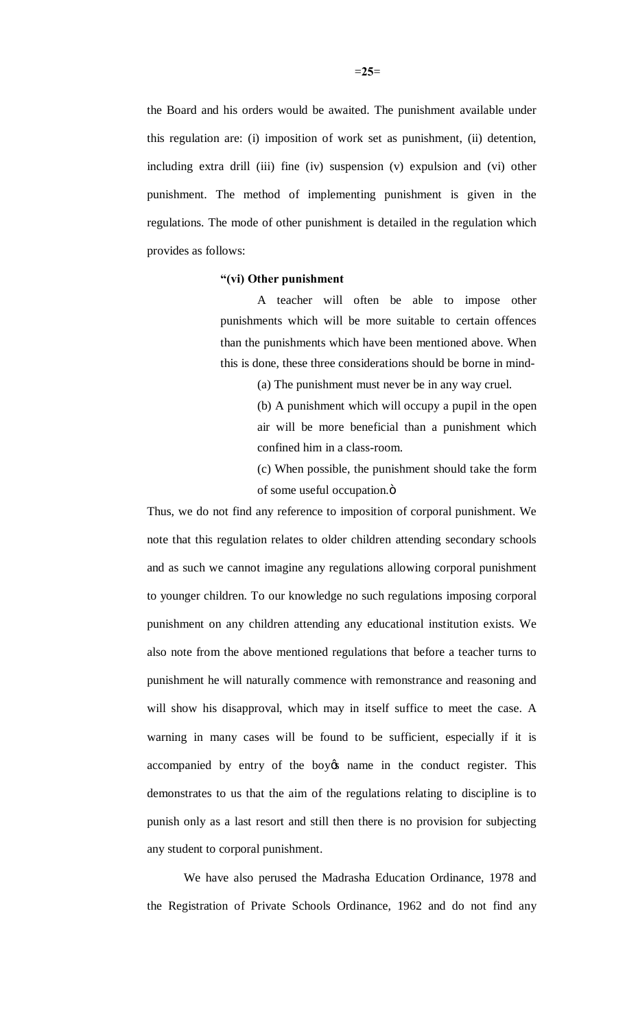the Board and his orders would be awaited. The punishment available under this regulation are: (i) imposition of work set as punishment, (ii) detention, including extra drill (iii) fine (iv) suspension (v) expulsion and (vi) other punishment. The method of implementing punishment is given in the regulations. The mode of other punishment is detailed in the regulation which provides as follows:

> **"(vi) Other punishment**
>
> A teacher will often be able to impose other punishments which will be more suitable to certain offences than the punishments which have been mentioned above. When this is done, these three considerations should be borne in mind-
>
> (a) The punishment must never be in any way cruel.
>
> (b) A punishment which will occupy a pupil in the open air will be more beneficial than a punishment which confined him in a class-room.
>
> (c) When possible, the punishment should take the form of some useful occupation."

Thus, we do not find any reference to imposition of corporal punishment. We note that this regulation relates to older children attending secondary schools and as such we cannot imagine any regulations allowing corporal punishment to younger children. To our knowledge no such regulations imposing corporal punishment on any children attending any educational institution exists. We also note from the above mentioned regulations that before a teacher turns to punishment he will naturally commence with remonstrance and reasoning and will show his disapproval, which may in itself suffice to meet the case. A warning in many cases will be found to be sufficient, especially if it is accompanied by entry of the boy's name in the conduct register. This demonstrates to us that the aim of the regulations relating to discipline is to punish only as a last resort and still then there is no provision for subjecting any student to corporal punishment.

We have also perused the Madrasha Education Ordinance, 1978 and the Registration of Private Schools Ordinance, 1962 and do not find any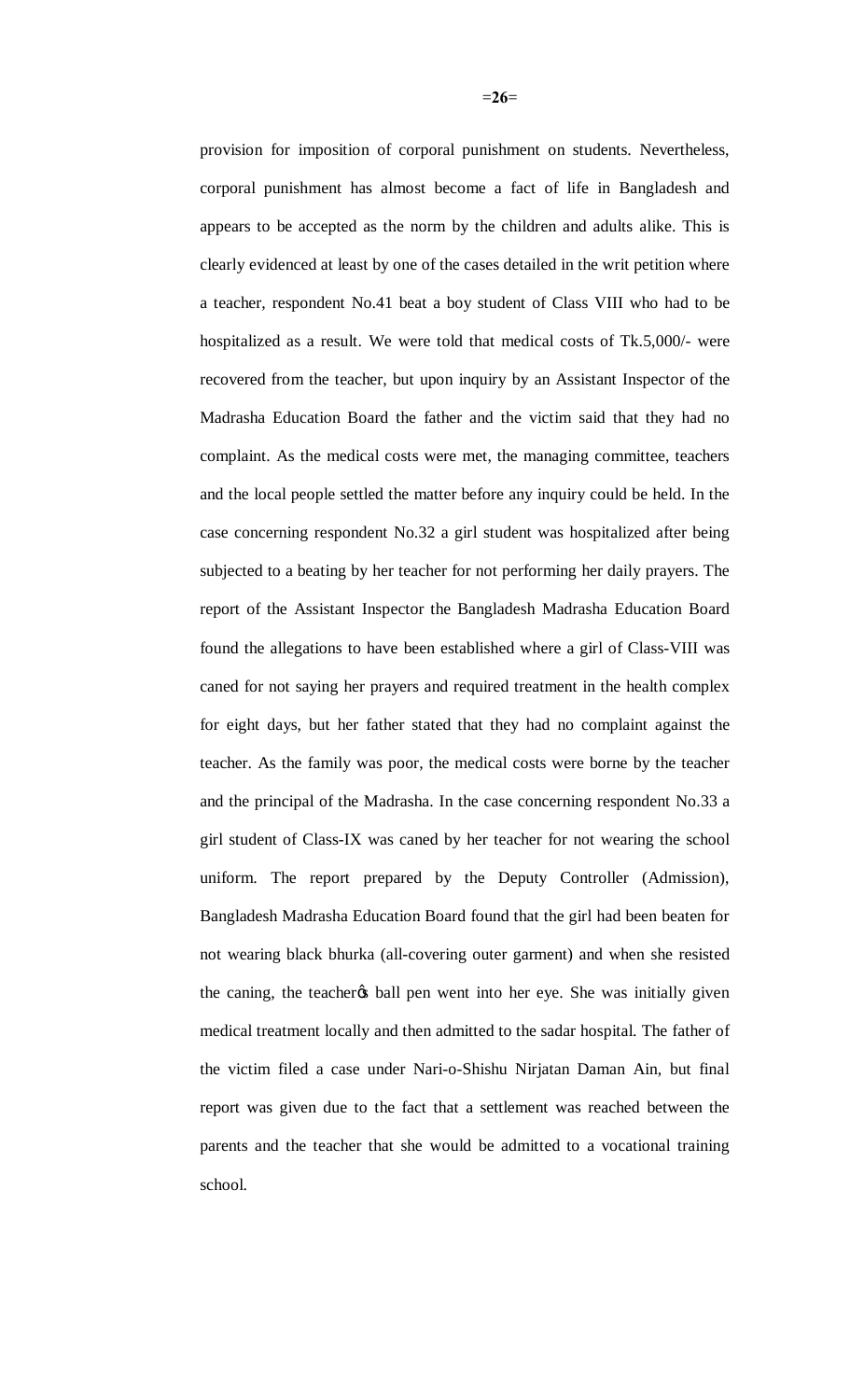provision for imposition of corporal punishment on students. Nevertheless, corporal punishment has almost become a fact of life in Bangladesh and appears to be accepted as the norm by the children and adults alike. This is clearly evidenced at least by one of the cases detailed in the writ petition where a teacher, respondent No.41 beat a boy student of Class VIII who had to be hospitalized as a result. We were told that medical costs of Tk.5,000/- were recovered from the teacher, but upon inquiry by an Assistant Inspector of the Madrasha Education Board the father and the victim said that they had no complaint. As the medical costs were met, the managing committee, teachers and the local people settled the matter before any inquiry could be held. In the case concerning respondent No.32 a girl student was hospitalized after being subjected to a beating by her teacher for not performing her daily prayers. The report of the Assistant Inspector the Bangladesh Madrasha Education Board found the allegations to have been established where a girl of Class-VIII was caned for not saying her prayers and required treatment in the health complex for eight days, but her father stated that they had no complaint against the teacher. As the family was poor, the medical costs were borne by the teacher and the principal of the Madrasha. In the case concerning respondent No.33 a girl student of Class-IX was caned by her teacher for not wearing the school uniform. The report prepared by the Deputy Controller (Admission), Bangladesh Madrasha Education Board found that the girl had been beaten for not wearing black bhurka (all-covering outer garment) and when she resisted the caning, the teacher's ball pen went into her eye. She was initially given medical treatment locally and then admitted to the sadar hospital. The father of the victim filed a case under Nari-o-Shishu Nirjatan Daman Ain, but final report was given due to the fact that a settlement was reached between the parents and the teacher that she would be admitted to a vocational training school.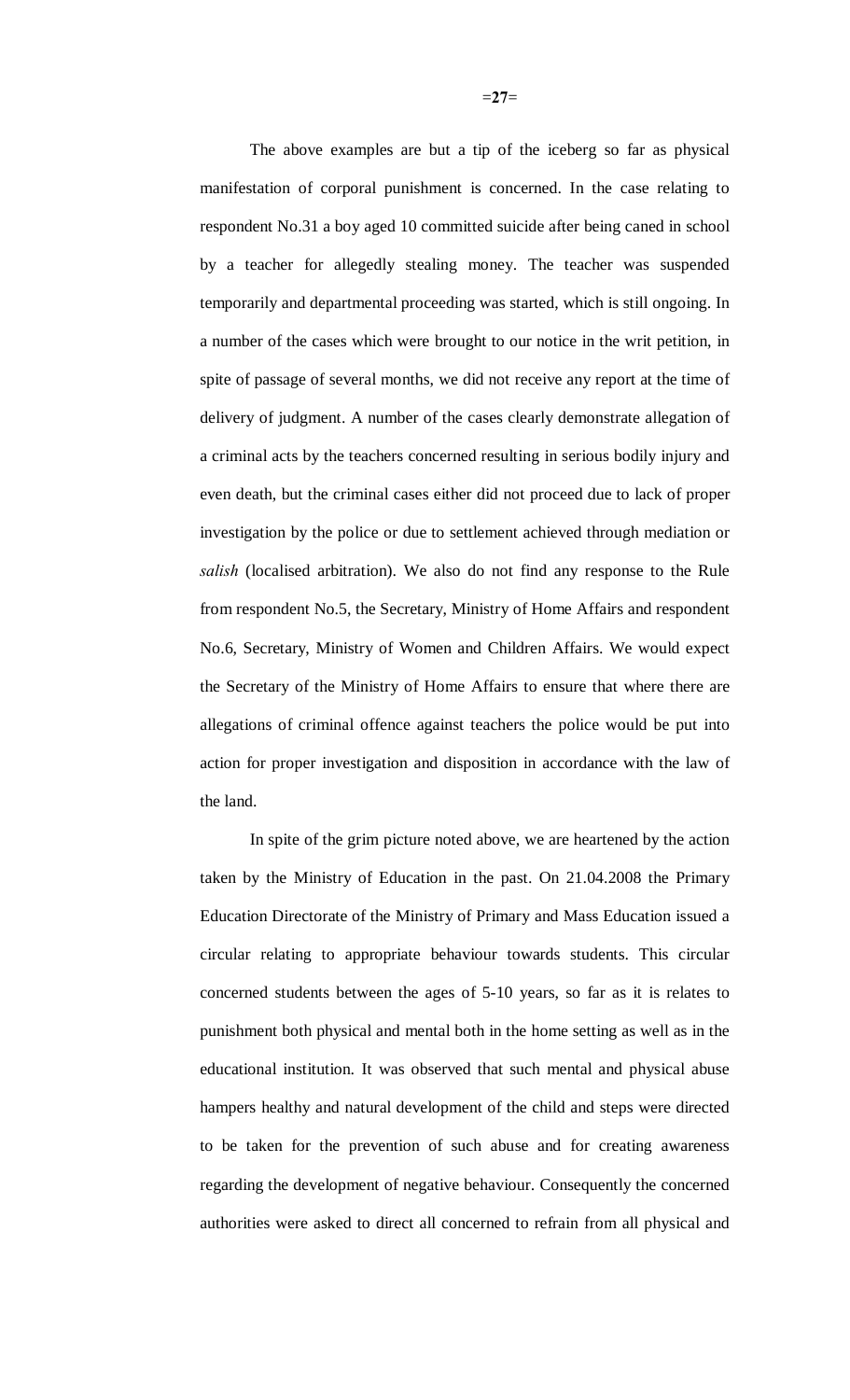The above examples are but a tip of the iceberg so far as physical manifestation of corporal punishment is concerned. In the case relating to respondent No.31 a boy aged 10 committed suicide after being caned in school by a teacher for allegedly stealing money. The teacher was suspended temporarily and departmental proceeding was started, which is still ongoing. In a number of the cases which were brought to our notice in the writ petition, in spite of passage of several months, we did not receive any report at the time of delivery of judgment. A number of the cases clearly demonstrate allegation of a criminal acts by the teachers concerned resulting in serious bodily injury and even death, but the criminal cases either did not proceed due to lack of proper investigation by the police or due to settlement achieved through mediation or *salish* (localised arbitration). We also do not find any response to the Rule from respondent No.5, the Secretary, Ministry of Home Affairs and respondent No.6, Secretary, Ministry of Women and Children Affairs. We would expect the Secretary of the Ministry of Home Affairs to ensure that where there are allegations of criminal offence against teachers the police would be put into action for proper investigation and disposition in accordance with the law of the land.

In spite of the grim picture noted above, we are heartened by the action taken by the Ministry of Education in the past. On 21.04.2008 the Primary Education Directorate of the Ministry of Primary and Mass Education issued a circular relating to appropriate behaviour towards students. This circular concerned students between the ages of 5-10 years, so far as it is relates to punishment both physical and mental both in the home setting as well as in the educational institution. It was observed that such mental and physical abuse hampers healthy and natural development of the child and steps were directed to be taken for the prevention of such abuse and for creating awareness regarding the development of negative behaviour. Consequently the concerned authorities were asked to direct all concerned to refrain from all physical and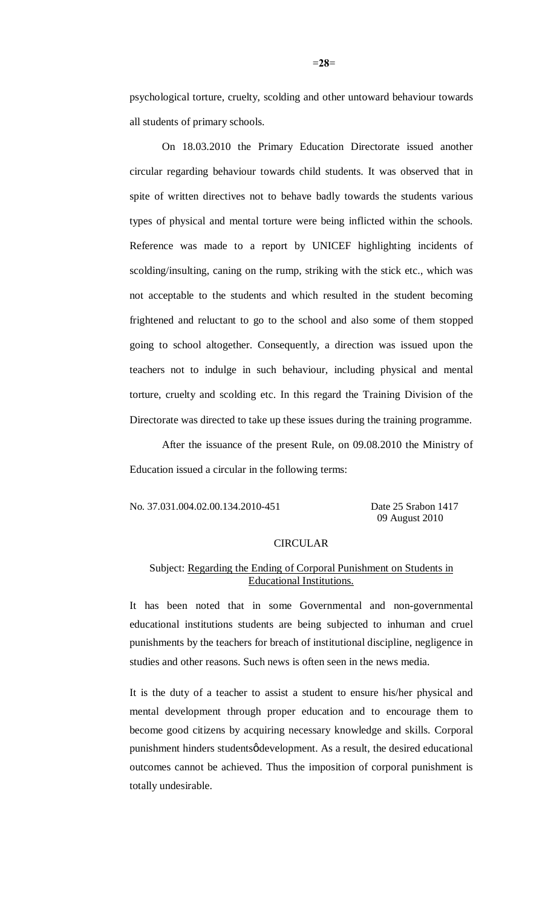psychological torture, cruelty, scolding and other untoward behaviour towards all students of primary schools.

On 18.03.2010 the Primary Education Directorate issued another circular regarding behaviour towards child students. It was observed that in spite of written directives not to behave badly towards the students various types of physical and mental torture were being inflicted within the schools. Reference was made to a report by UNICEF highlighting incidents of scolding/insulting, caning on the rump, striking with the stick etc., which was not acceptable to the students and which resulted in the student becoming frightened and reluctant to go to the school and also some of them stopped going to school altogether. Consequently, a direction was issued upon the teachers not to indulge in such behaviour, including physical and mental torture, cruelty and scolding etc. In this regard the Training Division of the Directorate was directed to take up these issues during the training programme.

After the issuance of the present Rule, on 09.08.2010 the Ministry of Education issued a circular in the following terms:

No. 37.031.004.02.00.134.2010-451 Date 25 Srabon 1417
09 August 2010

CIRCULAR

Subject: Regarding the Ending of Corporal Punishment on Students in Educational Institutions.

It has been noted that in some Governmental and non-governmental educational institutions students are being subjected to inhuman and cruel punishments by the teachers for breach of institutional discipline, negligence in studies and other reasons. Such news is often seen in the news media.

It is the duty of a teacher to assist a student to ensure his/her physical and mental development through proper education and to encourage them to become good citizens by acquiring necessary knowledge and skills. Corporal punishment hinders studentsø development. As a result, the desired educational outcomes cannot be achieved. Thus the imposition of corporal punishment is totally undesirable.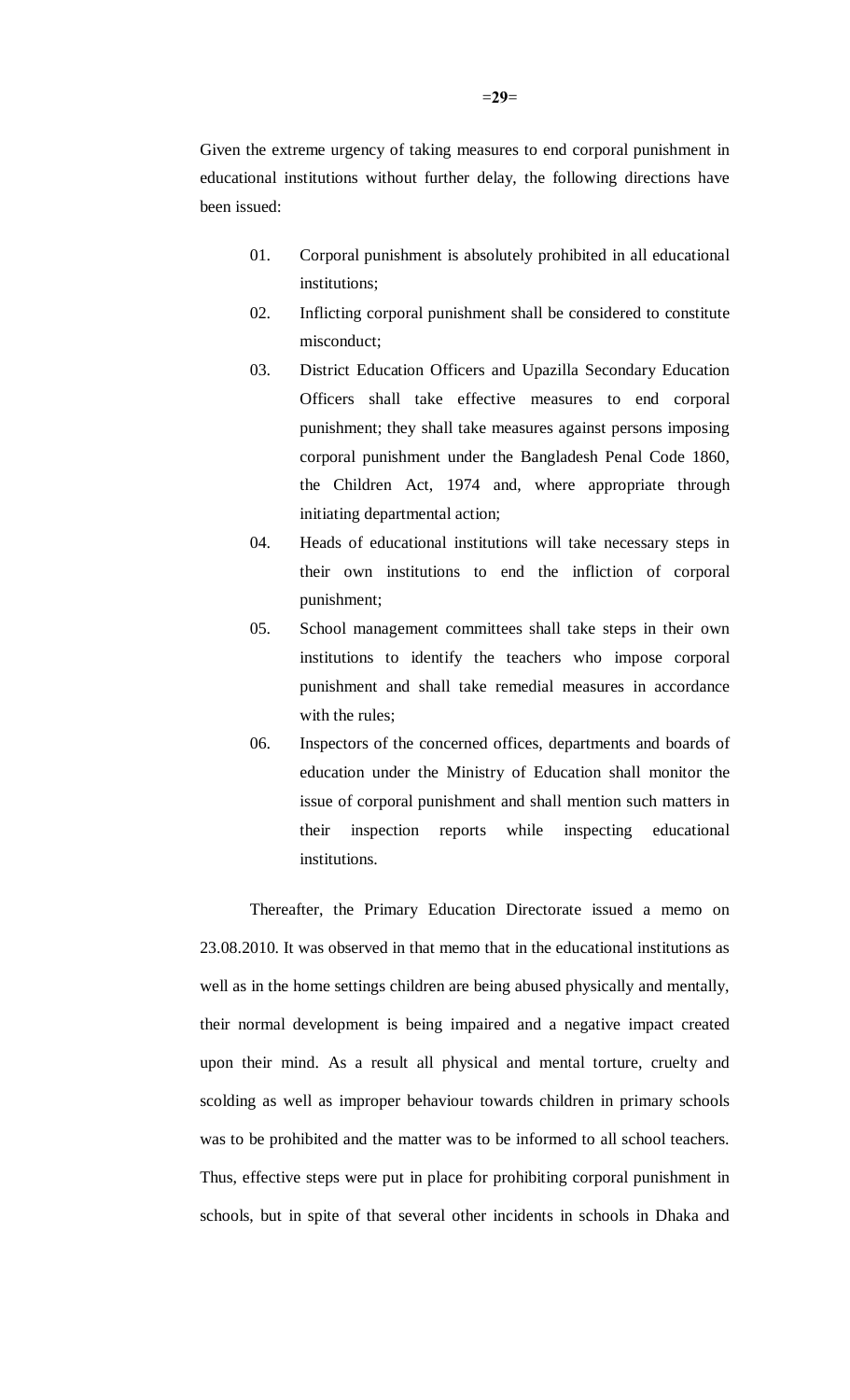Given the extreme urgency of taking measures to end corporal punishment in educational institutions without further delay, the following directions have been issued:

01. Corporal punishment is absolutely prohibited in all educational institutions;

02. Inflicting corporal punishment shall be considered to constitute misconduct;

03. District Education Officers and Upazilla Secondary Education Officers shall take effective measures to end corporal punishment; they shall take measures against persons imposing corporal punishment under the Bangladesh Penal Code 1860, the Children Act, 1974 and, where appropriate through initiating departmental action;

04. Heads of educational institutions will take necessary steps in their own institutions to end the infliction of corporal punishment;

05. School management committees shall take steps in their own institutions to identify the teachers who impose corporal punishment and shall take remedial measures in accordance with the rules;

06. Inspectors of the concerned offices, departments and boards of education under the Ministry of Education shall monitor the issue of corporal punishment and shall mention such matters in their inspection reports while inspecting educational institutions.

Thereafter, the Primary Education Directorate issued a memo on 23.08.2010. It was observed in that memo that in the educational institutions as well as in the home settings children are being abused physically and mentally, their normal development is being impaired and a negative impact created upon their mind. As a result all physical and mental torture, cruelty and scolding as well as improper behaviour towards children in primary schools was to be prohibited and the matter was to be informed to all school teachers. Thus, effective steps were put in place for prohibiting corporal punishment in schools, but in spite of that several other incidents in schools in Dhaka and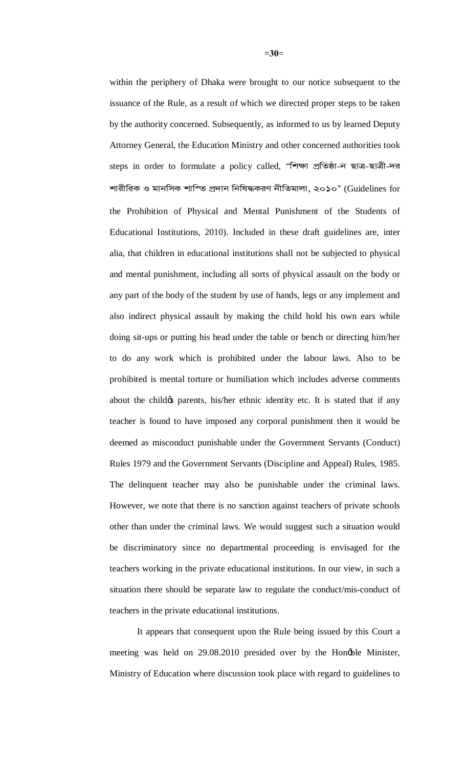within the periphery of Dhaka were brought to our notice subsequent to the issuance of the Rule, as a result of which we directed proper steps to be taken by the authority concerned. Subsequently, as informed to us by learned Deputy Attorney General, the Education Ministry and other concerned authorities took steps in order to formulate a policy called, "শিক্ষা প্রতিষ্ঠা-ন ছাত্র-ছাত্রী-দর শারীরিক ও মানসিক শাস্তি প্রদান নিষিদ্ধকরণ নীতিমালা, ২০১০" (Guidelines for the Prohibition of Physical and Mental Punishment of the Students of Educational Institutions, 2010). Included in these draft guidelines are, inter alia, that children in educational institutions shall not be subjected to physical and mental punishment, including all sorts of physical assault on the body or any part of the body of the student by use of hands, legs or any implement and also indirect physical assault by making the child hold his own ears while doing sit-ups or putting his head under the table or bench or directing him/her to do any work which is prohibited under the labour laws. Also to be prohibited is mental torture or humiliation which includes adverse comments about the child's parents, his/her ethnic identity etc. It is stated that if any teacher is found to have imposed any corporal punishment then it would be deemed as misconduct punishable under the Government Servants (Conduct) Rules 1979 and the Government Servants (Discipline and Appeal) Rules, 1985. The delinquent teacher may also be punishable under the criminal laws. However, we note that there is no sanction against teachers of private schools other than under the criminal laws. We would suggest such a situation would be discriminatory since no departmental proceeding is envisaged for the teachers working in the private educational institutions. In our view, in such a situation there should be separate law to regulate the conduct/mis-conduct of teachers in the private educational institutions.

It appears that consequent upon the Rule being issued by this Court a meeting was held on 29.08.2010 presided over by the Hon'ble Minister, Ministry of Education where discussion took place with regard to guidelines to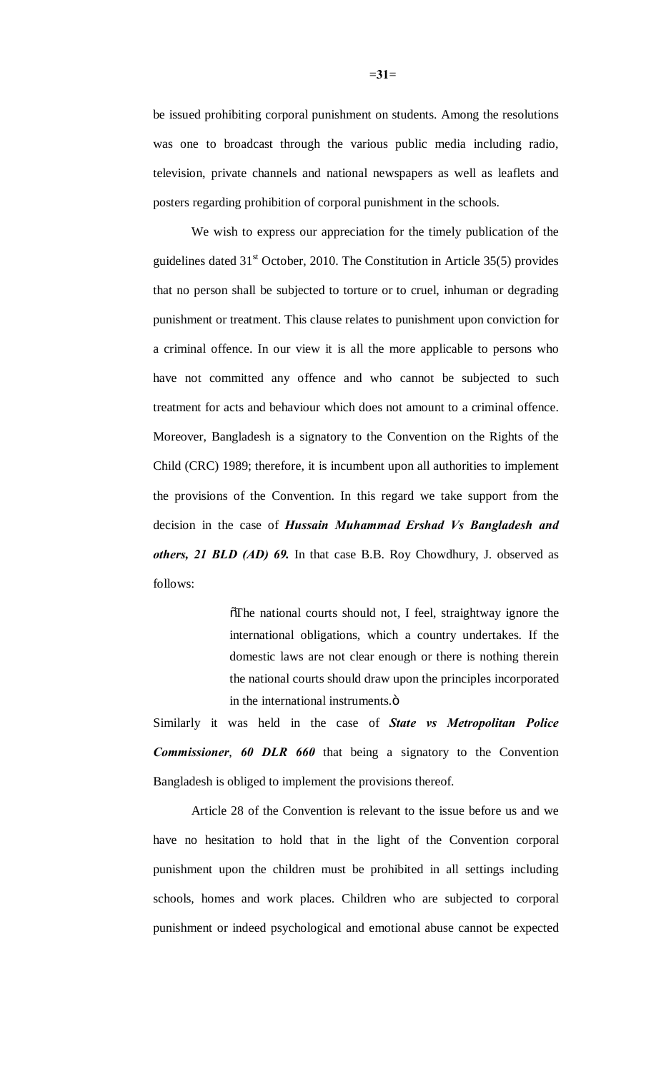be issued prohibiting corporal punishment on students. Among the resolutions was one to broadcast through the various public media including radio, television, private channels and national newspapers as well as leaflets and posters regarding prohibition of corporal punishment in the schools.

We wish to express our appreciation for the timely publication of the guidelines dated 31st October, 2010. The Constitution in Article 35(5) provides that no person shall be subjected to torture or to cruel, inhuman or degrading punishment or treatment. This clause relates to punishment upon conviction for a criminal offence. In our view it is all the more applicable to persons who have not committed any offence and who cannot be subjected to such treatment for acts and behaviour which does not amount to a criminal offence. Moreover, Bangladesh is a signatory to the Convention on the Rights of the Child (CRC) 1989; therefore, it is incumbent upon all authorities to implement the provisions of the Convention. In this regard we take support from the decision in the case of ***Hussain Muhammad Ershad Vs Bangladesh and others, 21 BLD (AD) 69.*** In that case B.B. Roy Chowdhury, J. observed as follows:

> "The national courts should not, I feel, straightway ignore the international obligations, which a country undertakes. If the domestic laws are not clear enough or there is nothing therein the national courts should draw upon the principles incorporated in the international instruments."

Similarly it was held in the case of ***State vs Metropolitan Police Commissioner***, ***60 DLR 660*** that being a signatory to the Convention Bangladesh is obliged to implement the provisions thereof.

Article 28 of the Convention is relevant to the issue before us and we have no hesitation to hold that in the light of the Convention corporal punishment upon the children must be prohibited in all settings including schools, homes and work places. Children who are subjected to corporal punishment or indeed psychological and emotional abuse cannot be expected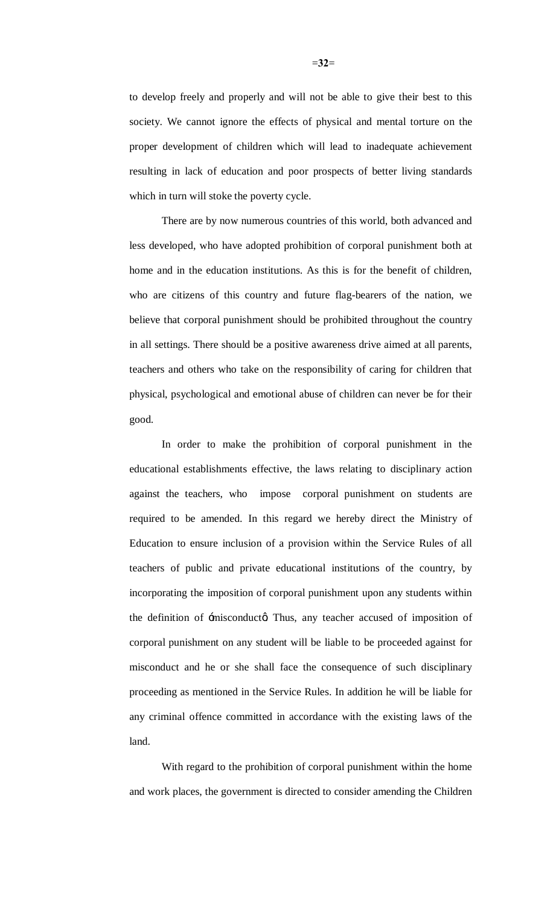to develop freely and properly and will not be able to give their best to this society. We cannot ignore the effects of physical and mental torture on the proper development of children which will lead to inadequate achievement resulting in lack of education and poor prospects of better living standards which in turn will stoke the poverty cycle.

There are by now numerous countries of this world, both advanced and less developed, who have adopted prohibition of corporal punishment both at home and in the education institutions. As this is for the benefit of children, who are citizens of this country and future flag-bearers of the nation, we believe that corporal punishment should be prohibited throughout the country in all settings. There should be a positive awareness drive aimed at all parents, teachers and others who take on the responsibility of caring for children that physical, psychological and emotional abuse of children can never be for their good.

In order to make the prohibition of corporal punishment in the educational establishments effective, the laws relating to disciplinary action against the teachers, who impose corporal punishment on students are required to be amended. In this regard we hereby direct the Ministry of Education to ensure inclusion of a provision within the Service Rules of all teachers of public and private educational institutions of the country, by incorporating the imposition of corporal punishment upon any students within the definition of 'misconduct'. Thus, any teacher accused of imposition of corporal punishment on any student will be liable to be proceeded against for misconduct and he or she shall face the consequence of such disciplinary proceeding as mentioned in the Service Rules. In addition he will be liable for any criminal offence committed in accordance with the existing laws of the land.

With regard to the prohibition of corporal punishment within the home and work places, the government is directed to consider amending the Children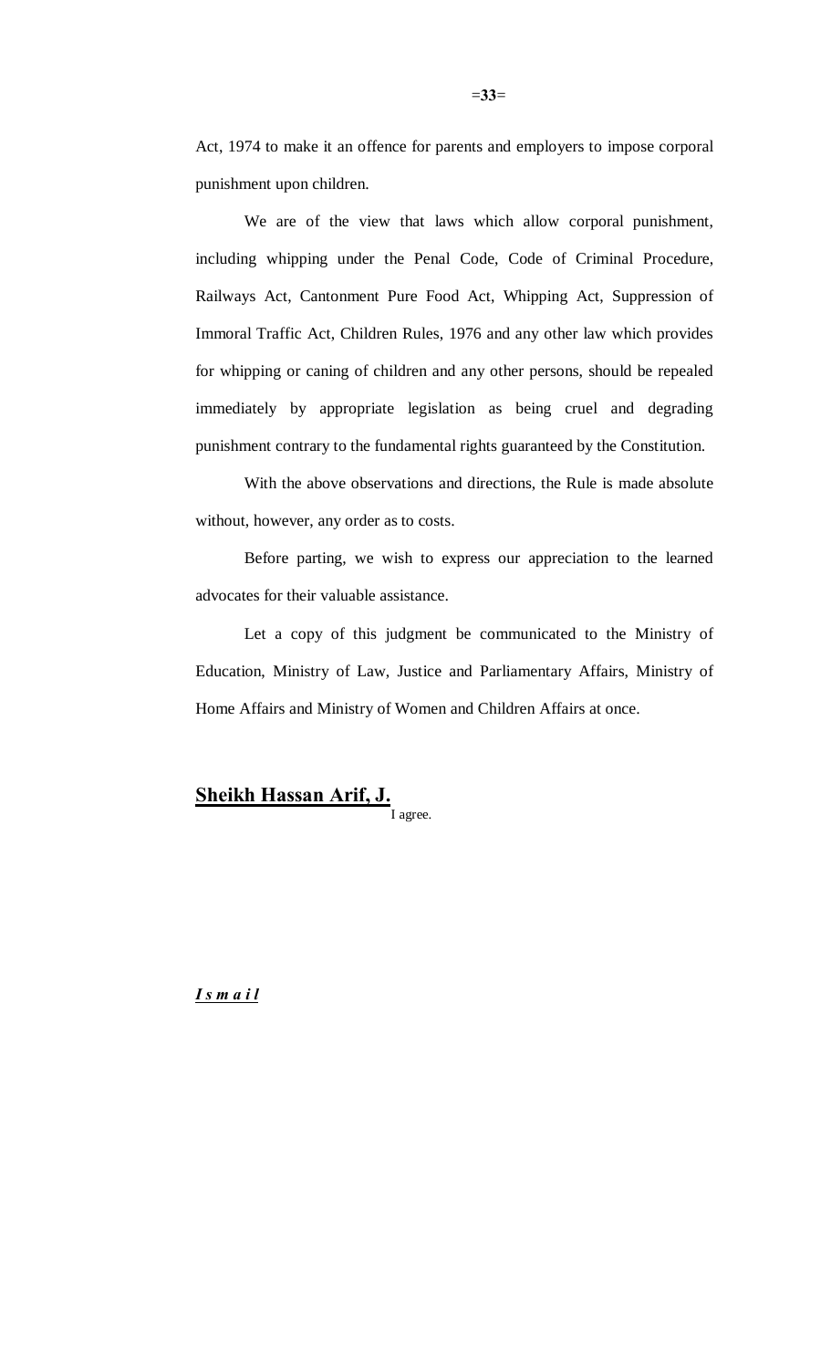Act, 1974 to make it an offence for parents and employers to impose corporal punishment upon children.

We are of the view that laws which allow corporal punishment, including whipping under the Penal Code, Code of Criminal Procedure, Railways Act, Cantonment Pure Food Act, Whipping Act, Suppression of Immoral Traffic Act, Children Rules, 1976 and any other law which provides for whipping or caning of children and any other persons, should be repealed immediately by appropriate legislation as being cruel and degrading punishment contrary to the fundamental rights guaranteed by the Constitution.

With the above observations and directions, the Rule is made absolute without, however, any order as to costs.

Before parting, we wish to express our appreciation to the learned advocates for their valuable assistance.

Let a copy of this judgment be communicated to the Ministry of Education, Ministry of Law, Justice and Parliamentary Affairs, Ministry of Home Affairs and Ministry of Women and Children Affairs at once.

**Sheikh Hassan Arif, J.**

I agree.

***I s m a i l***